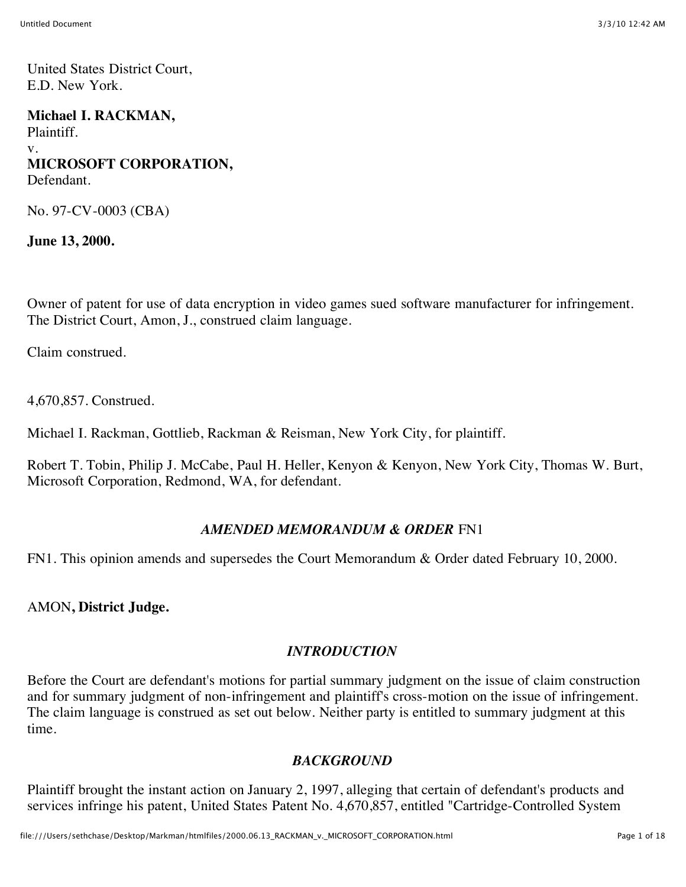United States District Court,
E.D. New York.

**Michael I. RACKMAN,**
Plaintiff.
v.
**MICROSOFT CORPORATION,**
Defendant.

No. 97-CV-0003 (CBA)

**June 13, 2000.**

Owner of patent for use of data encryption in video games sued software manufacturer for infringement. The District Court, Amon, J., construed claim language.

Claim construed.

4,670,857. Construed.

Michael I. Rackman, Gottlieb, Rackman & Reisman, New York City, for plaintiff.

Robert T. Tobin, Philip J. McCabe, Paul H. Heller, Kenyon & Kenyon, New York City, Thomas W. Burt, Microsoft Corporation, Redmond, WA, for defendant.

### *AMENDED MEMORANDUM & ORDER* FN1

FN1. This opinion amends and supersedes the Court Memorandum & Order dated February 10, 2000.

AMON**, District Judge.**

### *INTRODUCTION*

Before the Court are defendant's motions for partial summary judgment on the issue of claim construction and for summary judgment of non-infringement and plaintiff's cross-motion on the issue of infringement. The claim language is construed as set out below. Neither party is entitled to summary judgment at this time.

### *BACKGROUND*

Plaintiff brought the instant action on January 2, 1997, alleging that certain of defendant's products and services infringe his patent, United States Patent No. 4,670,857, entitled "Cartridge-Controlled System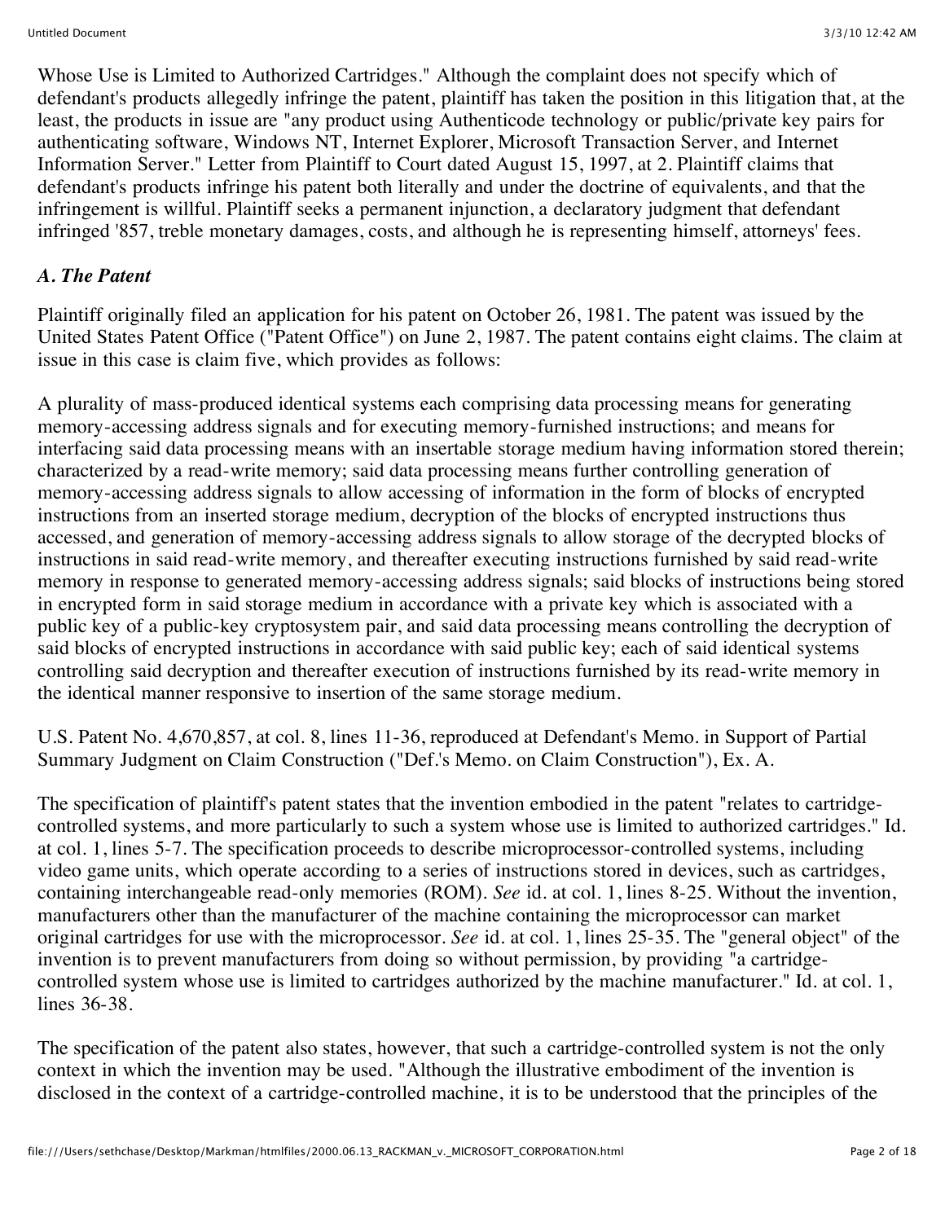Whose Use is Limited to Authorized Cartridges." Although the complaint does not specify which of defendant's products allegedly infringe the patent, plaintiff has taken the position in this litigation that, at the least, the products in issue are "any product using Authenticode technology or public/private key pairs for authenticating software, Windows NT, Internet Explorer, Microsoft Transaction Server, and Internet Information Server." Letter from Plaintiff to Court dated August 15, 1997, at 2. Plaintiff claims that defendant's products infringe his patent both literally and under the doctrine of equivalents, and that the infringement is willful. Plaintiff seeks a permanent injunction, a declaratory judgment that defendant infringed '857, treble monetary damages, costs, and although he is representing himself, attorneys' fees.

### *A. The Patent*

Plaintiff originally filed an application for his patent on October 26, 1981. The patent was issued by the United States Patent Office ("Patent Office") on June 2, 1987. The patent contains eight claims. The claim at issue in this case is claim five, which provides as follows:

A plurality of mass-produced identical systems each comprising data processing means for generating memory-accessing address signals and for executing memory-furnished instructions; and means for interfacing said data processing means with an insertable storage medium having information stored therein; characterized by a read-write memory; said data processing means further controlling generation of memory-accessing address signals to allow accessing of information in the form of blocks of encrypted instructions from an inserted storage medium, decryption of the blocks of encrypted instructions thus accessed, and generation of memory-accessing address signals to allow storage of the decrypted blocks of instructions in said read-write memory, and thereafter executing instructions furnished by said read-write memory in response to generated memory-accessing address signals; said blocks of instructions being stored in encrypted form in said storage medium in accordance with a private key which is associated with a public key of a public-key cryptosystem pair, and said data processing means controlling the decryption of said blocks of encrypted instructions in accordance with said public key; each of said identical systems controlling said decryption and thereafter execution of instructions furnished by its read-write memory in the identical manner responsive to insertion of the same storage medium.

U.S. Patent No. 4,670,857, at col. 8, lines 11-36, reproduced at Defendant's Memo. in Support of Partial Summary Judgment on Claim Construction ("Def.'s Memo. on Claim Construction"), Ex. A.

The specification of plaintiff's patent states that the invention embodied in the patent "relates to cartridge-controlled systems, and more particularly to such a system whose use is limited to authorized cartridges." Id. at col. 1, lines 5-7. The specification proceeds to describe microprocessor-controlled systems, including video game units, which operate according to a series of instructions stored in devices, such as cartridges, containing interchangeable read-only memories (ROM). *See* id. at col. 1, lines 8-25. Without the invention, manufacturers other than the manufacturer of the machine containing the microprocessor can market original cartridges for use with the microprocessor. *See* id. at col. 1, lines 25-35. The "general object" of the invention is to prevent manufacturers from doing so without permission, by providing "a cartridge-controlled system whose use is limited to cartridges authorized by the machine manufacturer." Id. at col. 1, lines 36-38.

The specification of the patent also states, however, that such a cartridge-controlled system is not the only context in which the invention may be used. "Although the illustrative embodiment of the invention is disclosed in the context of a cartridge-controlled machine, it is to be understood that the principles of the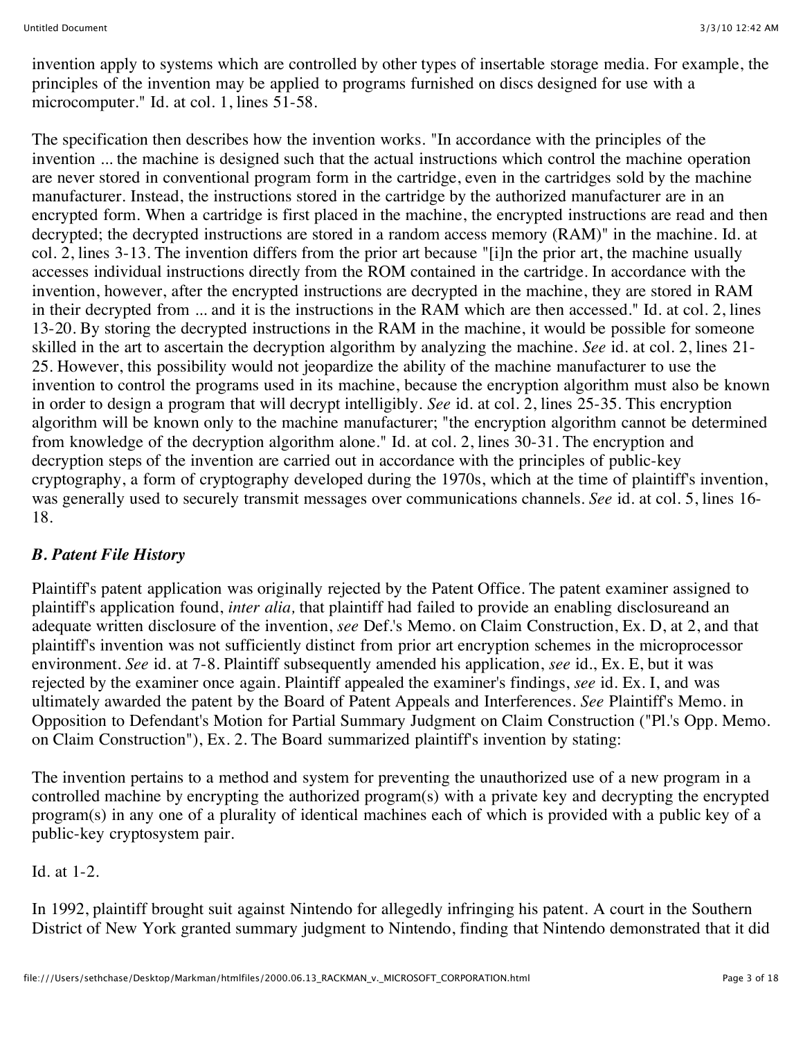invention apply to systems which are controlled by other types of insertable storage media. For example, the principles of the invention may be applied to programs furnished on discs designed for use with a microcomputer." Id. at col. 1, lines 51-58.

The specification then describes how the invention works. "In accordance with the principles of the invention ... the machine is designed such that the actual instructions which control the machine operation are never stored in conventional program form in the cartridge, even in the cartridges sold by the machine manufacturer. Instead, the instructions stored in the cartridge by the authorized manufacturer are in an encrypted form. When a cartridge is first placed in the machine, the encrypted instructions are read and then decrypted; the decrypted instructions are stored in a random access memory (RAM)" in the machine. Id. at col. 2, lines 3-13. The invention differs from the prior art because "[i]n the prior art, the machine usually accesses individual instructions directly from the ROM contained in the cartridge. In accordance with the invention, however, after the encrypted instructions are decrypted in the machine, they are stored in RAM in their decrypted from ... and it is the instructions in the RAM which are then accessed." Id. at col. 2, lines 13-20. By storing the decrypted instructions in the RAM in the machine, it would be possible for someone skilled in the art to ascertain the decryption algorithm by analyzing the machine. *See* id. at col. 2, lines 21-25. However, this possibility would not jeopardize the ability of the machine manufacturer to use the invention to control the programs used in its machine, because the encryption algorithm must also be known in order to design a program that will decrypt intelligibly. *See* id. at col. 2, lines 25-35. This encryption algorithm will be known only to the machine manufacturer; "the encryption algorithm cannot be determined from knowledge of the decryption algorithm alone." Id. at col. 2, lines 30-31. The encryption and decryption steps of the invention are carried out in accordance with the principles of public-key cryptography, a form of cryptography developed during the 1970s, which at the time of plaintiff's invention, was generally used to securely transmit messages over communications channels. *See* id. at col. 5, lines 16-18.

### *B. Patent File History*

Plaintiff's patent application was originally rejected by the Patent Office. The patent examiner assigned to plaintiff's application found, *inter alia,* that plaintiff had failed to provide an enabling disclosureand an adequate written disclosure of the invention, *see* Def.'s Memo. on Claim Construction, Ex. D, at 2, and that plaintiff's invention was not sufficiently distinct from prior art encryption schemes in the microprocessor environment. *See* id. at 7-8. Plaintiff subsequently amended his application, *see* id., Ex. E, but it was rejected by the examiner once again. Plaintiff appealed the examiner's findings, *see* id. Ex. I, and was ultimately awarded the patent by the Board of Patent Appeals and Interferences. *See* Plaintiff's Memo. in Opposition to Defendant's Motion for Partial Summary Judgment on Claim Construction ("Pl.'s Opp. Memo. on Claim Construction"), Ex. 2. The Board summarized plaintiff's invention by stating:

The invention pertains to a method and system for preventing the unauthorized use of a new program in a controlled machine by encrypting the authorized program(s) with a private key and decrypting the encrypted program(s) in any one of a plurality of identical machines each of which is provided with a public key of a public-key cryptosystem pair.

Id. at 1-2.

In 1992, plaintiff brought suit against Nintendo for allegedly infringing his patent. A court in the Southern District of New York granted summary judgment to Nintendo, finding that Nintendo demonstrated that it did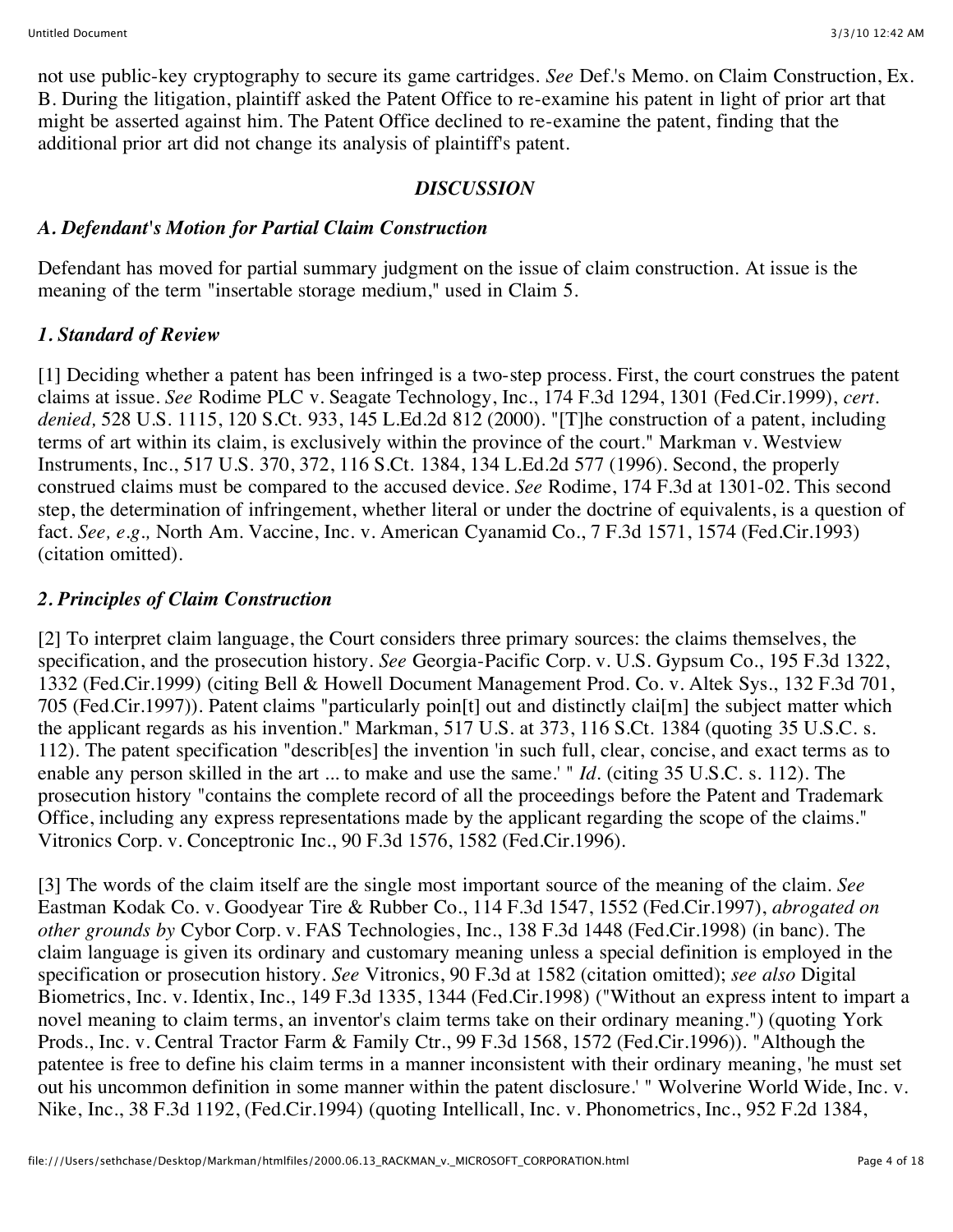not use public-key cryptography to secure its game cartridges. *See* Def.'s Memo. on Claim Construction, Ex. B. During the litigation, plaintiff asked the Patent Office to re-examine his patent in light of prior art that might be asserted against him. The Patent Office declined to re-examine the patent, finding that the additional prior art did not change its analysis of plaintiff's patent.

### *DISCUSSION*

#### *A. Defendant's Motion for Partial Claim Construction*

Defendant has moved for partial summary judgment on the issue of claim construction. At issue is the meaning of the term "insertable storage medium," used in Claim 5.

#### *1. Standard of Review*

[1] Deciding whether a patent has been infringed is a two-step process. First, the court construes the patent claims at issue. *See* Rodime PLC v. Seagate Technology, Inc., 174 F.3d 1294, 1301 (Fed.Cir.1999), *cert. denied,* 528 U.S. 1115, 120 S.Ct. 933, 145 L.Ed.2d 812 (2000). "[T]he construction of a patent, including terms of art within its claim, is exclusively within the province of the court." Markman v. Westview Instruments, Inc., 517 U.S. 370, 372, 116 S.Ct. 1384, 134 L.Ed.2d 577 (1996). Second, the properly construed claims must be compared to the accused device. *See* Rodime, 174 F.3d at 1301-02. This second step, the determination of infringement, whether literal or under the doctrine of equivalents, is a question of fact. *See, e.g.,* North Am. Vaccine, Inc. v. American Cyanamid Co., 7 F.3d 1571, 1574 (Fed.Cir.1993) (citation omitted).

#### *2. Principles of Claim Construction*

[2] To interpret claim language, the Court considers three primary sources: the claims themselves, the specification, and the prosecution history. *See* Georgia-Pacific Corp. v. U.S. Gypsum Co., 195 F.3d 1322, 1332 (Fed.Cir.1999) (citing Bell & Howell Document Management Prod. Co. v. Altek Sys., 132 F.3d 701, 705 (Fed.Cir.1997)). Patent claims "particularly poin[t] out and distinctly clai[m] the subject matter which the applicant regards as his invention." Markman, 517 U.S. at 373, 116 S.Ct. 1384 (quoting 35 U.S.C. s. 112). The patent specification "describ[es] the invention 'in such full, clear, concise, and exact terms as to enable any person skilled in the art ... to make and use the same.' " *Id*. (citing 35 U.S.C. s. 112). The prosecution history "contains the complete record of all the proceedings before the Patent and Trademark Office, including any express representations made by the applicant regarding the scope of the claims." Vitronics Corp. v. Conceptronic Inc., 90 F.3d 1576, 1582 (Fed.Cir.1996).

[3] The words of the claim itself are the single most important source of the meaning of the claim. *See* Eastman Kodak Co. v. Goodyear Tire & Rubber Co., 114 F.3d 1547, 1552 (Fed.Cir.1997), *abrogated on other grounds by* Cybor Corp. v. FAS Technologies, Inc., 138 F.3d 1448 (Fed.Cir.1998) (in banc). The claim language is given its ordinary and customary meaning unless a special definition is employed in the specification or prosecution history. *See* Vitronics, 90 F.3d at 1582 (citation omitted); *see also* Digital Biometrics, Inc. v. Identix, Inc., 149 F.3d 1335, 1344 (Fed.Cir.1998) ("Without an express intent to impart a novel meaning to claim terms, an inventor's claim terms take on their ordinary meaning.") (quoting York Prods., Inc. v. Central Tractor Farm & Family Ctr., 99 F.3d 1568, 1572 (Fed.Cir.1996)). "Although the patentee is free to define his claim terms in a manner inconsistent with their ordinary meaning, 'he must set out his uncommon definition in some manner within the patent disclosure.' " Wolverine World Wide, Inc. v. Nike, Inc., 38 F.3d 1192, (Fed.Cir.1994) (quoting Intellicall, Inc. v. Phonometrics, Inc., 952 F.2d 1384,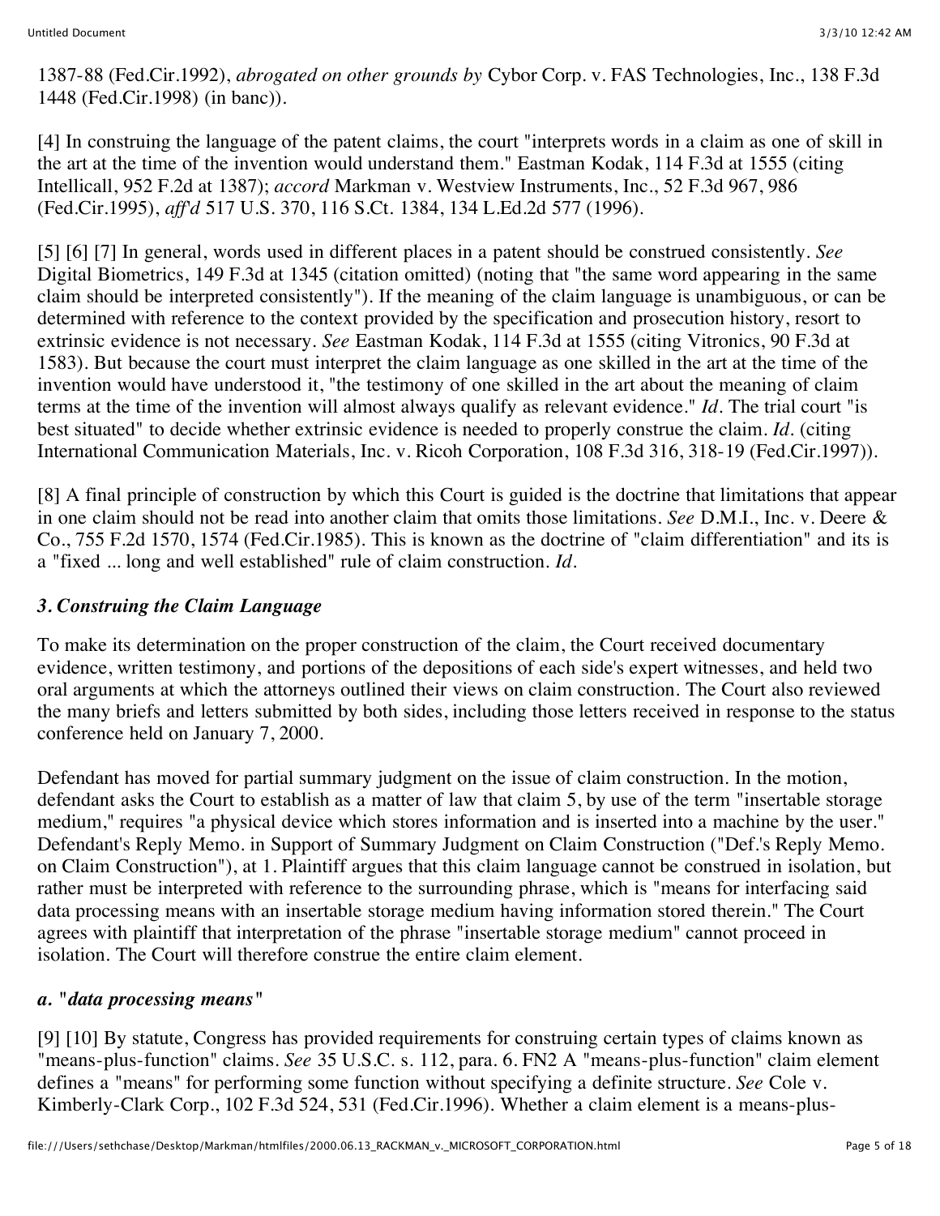1387-88 (Fed.Cir.1992), *abrogated on other grounds by* Cybor Corp. v. FAS Technologies, Inc., 138 F.3d 1448 (Fed.Cir.1998) (in banc)).

[4] In construing the language of the patent claims, the court "interprets words in a claim as one of skill in the art at the time of the invention would understand them." Eastman Kodak, 114 F.3d at 1555 (citing Intellicall, 952 F.2d at 1387); *accord* Markman v. Westview Instruments, Inc., 52 F.3d 967, 986 (Fed.Cir.1995), *aff'd* 517 U.S. 370, 116 S.Ct. 1384, 134 L.Ed.2d 577 (1996).

[5] [6] [7] In general, words used in different places in a patent should be construed consistently. *See* Digital Biometrics, 149 F.3d at 1345 (citation omitted) (noting that "the same word appearing in the same claim should be interpreted consistently"). If the meaning of the claim language is unambiguous, or can be determined with reference to the context provided by the specification and prosecution history, resort to extrinsic evidence is not necessary. *See* Eastman Kodak, 114 F.3d at 1555 (citing Vitronics, 90 F.3d at 1583). But because the court must interpret the claim language as one skilled in the art at the time of the invention would have understood it, "the testimony of one skilled in the art about the meaning of claim terms at the time of the invention will almost always qualify as relevant evidence." *Id.* The trial court "is best situated" to decide whether extrinsic evidence is needed to properly construe the claim. *Id.* (citing International Communication Materials, Inc. v. Ricoh Corporation, 108 F.3d 316, 318-19 (Fed.Cir.1997)).

[8] A final principle of construction by which this Court is guided is the doctrine that limitations that appear in one claim should not be read into another claim that omits those limitations. *See* D.M.I., Inc. v. Deere & Co., 755 F.2d 1570, 1574 (Fed.Cir.1985). This is known as the doctrine of "claim differentiation" and its is a "fixed ... long and well established" rule of claim construction. *Id.*

### *3. Construing the Claim Language*

To make its determination on the proper construction of the claim, the Court received documentary evidence, written testimony, and portions of the depositions of each side's expert witnesses, and held two oral arguments at which the attorneys outlined their views on claim construction. The Court also reviewed the many briefs and letters submitted by both sides, including those letters received in response to the status conference held on January 7, 2000.

Defendant has moved for partial summary judgment on the issue of claim construction. In the motion, defendant asks the Court to establish as a matter of law that claim 5, by use of the term "insertable storage medium," requires "a physical device which stores information and is inserted into a machine by the user." Defendant's Reply Memo. in Support of Summary Judgment on Claim Construction ("Def.'s Reply Memo. on Claim Construction"), at 1. Plaintiff argues that this claim language cannot be construed in isolation, but rather must be interpreted with reference to the surrounding phrase, which is "means for interfacing said data processing means with an insertable storage medium having information stored therein." The Court agrees with plaintiff that interpretation of the phrase "insertable storage medium" cannot proceed in isolation. The Court will therefore construe the entire claim element.

#### *a. "data processing means"*

[9] [10] By statute, Congress has provided requirements for construing certain types of claims known as "means-plus-function" claims. *See* 35 U.S.C. s. 112, para. 6. FN2 A "means-plus-function" claim element defines a "means" for performing some function without specifying a definite structure. *See* Cole v. Kimberly-Clark Corp., 102 F.3d 524, 531 (Fed.Cir.1996). Whether a claim element is a means-plus-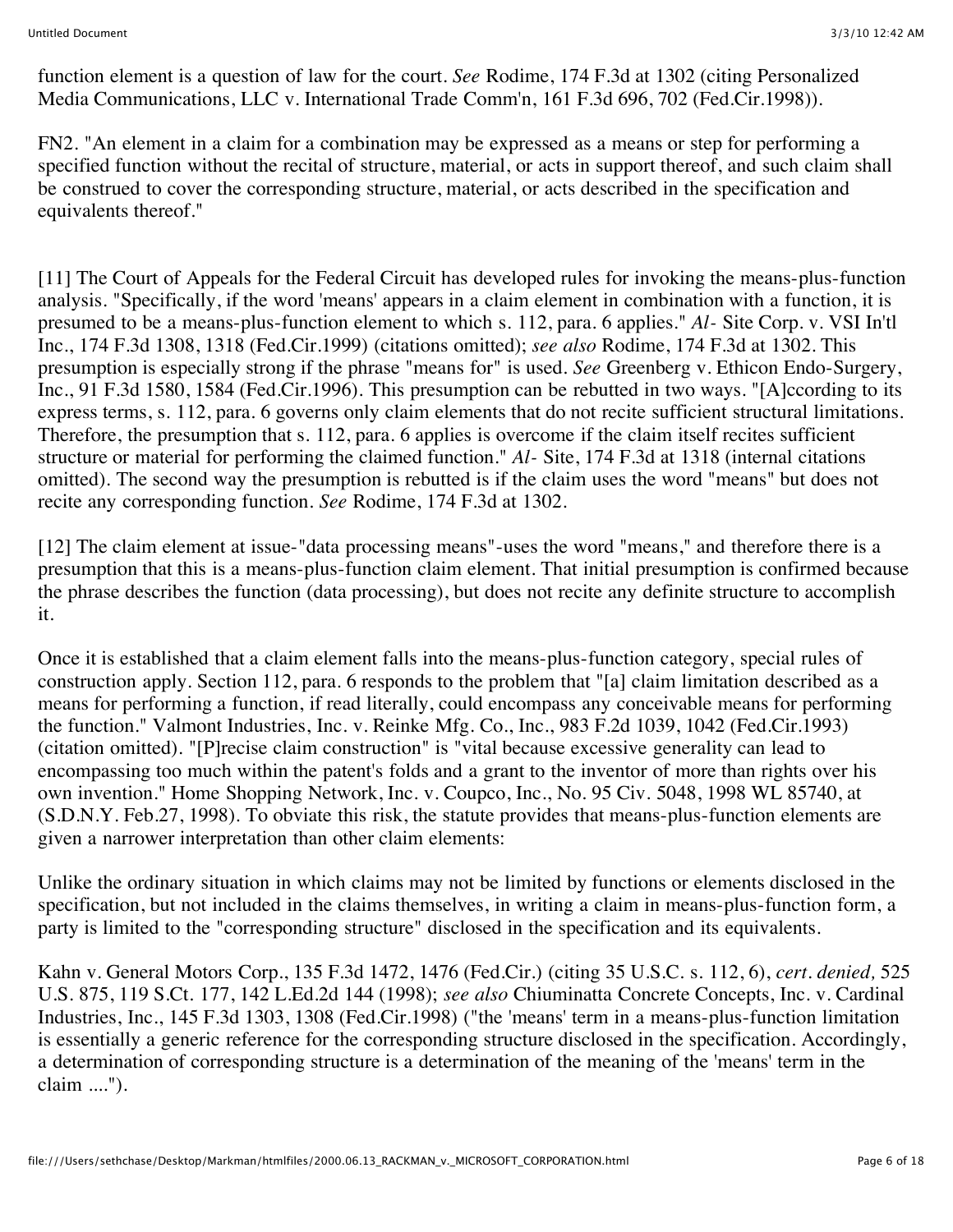function element is a question of law for the court. *See* Rodime, 174 F.3d at 1302 (citing Personalized Media Communications, LLC v. International Trade Comm'n, 161 F.3d 696, 702 (Fed.Cir.1998)).

FN2. "An element in a claim for a combination may be expressed as a means or step for performing a specified function without the recital of structure, material, or acts in support thereof, and such claim shall be construed to cover the corresponding structure, material, or acts described in the specification and equivalents thereof."

[11] The Court of Appeals for the Federal Circuit has developed rules for invoking the means-plus-function analysis. "Specifically, if the word 'means' appears in a claim element in combination with a function, it is presumed to be a means-plus-function element to which s. 112, para. 6 applies." *Al-* Site Corp. v. VSI In'tl Inc., 174 F.3d 1308, 1318 (Fed.Cir.1999) (citations omitted); *see also* Rodime, 174 F.3d at 1302. This presumption is especially strong if the phrase "means for" is used. *See* Greenberg v. Ethicon Endo-Surgery, Inc., 91 F.3d 1580, 1584 (Fed.Cir.1996). This presumption can be rebutted in two ways. "[A]ccording to its express terms, s. 112, para. 6 governs only claim elements that do not recite sufficient structural limitations. Therefore, the presumption that s. 112, para. 6 applies is overcome if the claim itself recites sufficient structure or material for performing the claimed function." *Al-* Site, 174 F.3d at 1318 (internal citations omitted). The second way the presumption is rebutted is if the claim uses the word "means" but does not recite any corresponding function. *See* Rodime, 174 F.3d at 1302.

[12] The claim element at issue-"data processing means"-uses the word "means," and therefore there is a presumption that this is a means-plus-function claim element. That initial presumption is confirmed because the phrase describes the function (data processing), but does not recite any definite structure to accomplish it.

Once it is established that a claim element falls into the means-plus-function category, special rules of construction apply. Section 112, para. 6 responds to the problem that "[a] claim limitation described as a means for performing a function, if read literally, could encompass any conceivable means for performing the function." Valmont Industries, Inc. v. Reinke Mfg. Co., Inc., 983 F.2d 1039, 1042 (Fed.Cir.1993) (citation omitted). "[P]recise claim construction" is "vital because excessive generality can lead to encompassing too much within the patent's folds and a grant to the inventor of more than rights over his own invention." Home Shopping Network, Inc. v. Coupco, Inc., No. 95 Civ. 5048, 1998 WL 85740, at (S.D.N.Y. Feb.27, 1998). To obviate this risk, the statute provides that means-plus-function elements are given a narrower interpretation than other claim elements:

Unlike the ordinary situation in which claims may not be limited by functions or elements disclosed in the specification, but not included in the claims themselves, in writing a claim in means-plus-function form, a party is limited to the "corresponding structure" disclosed in the specification and its equivalents.

Kahn v. General Motors Corp., 135 F.3d 1472, 1476 (Fed.Cir.) (citing 35 U.S.C. s. 112, 6), *cert. denied,* 525 U.S. 875, 119 S.Ct. 177, 142 L.Ed.2d 144 (1998); *see also* Chiuminatta Concrete Concepts, Inc. v. Cardinal Industries, Inc., 145 F.3d 1303, 1308 (Fed.Cir.1998) ("the 'means' term in a means-plus-function limitation is essentially a generic reference for the corresponding structure disclosed in the specification. Accordingly, a determination of corresponding structure is a determination of the meaning of the 'means' term in the claim ....").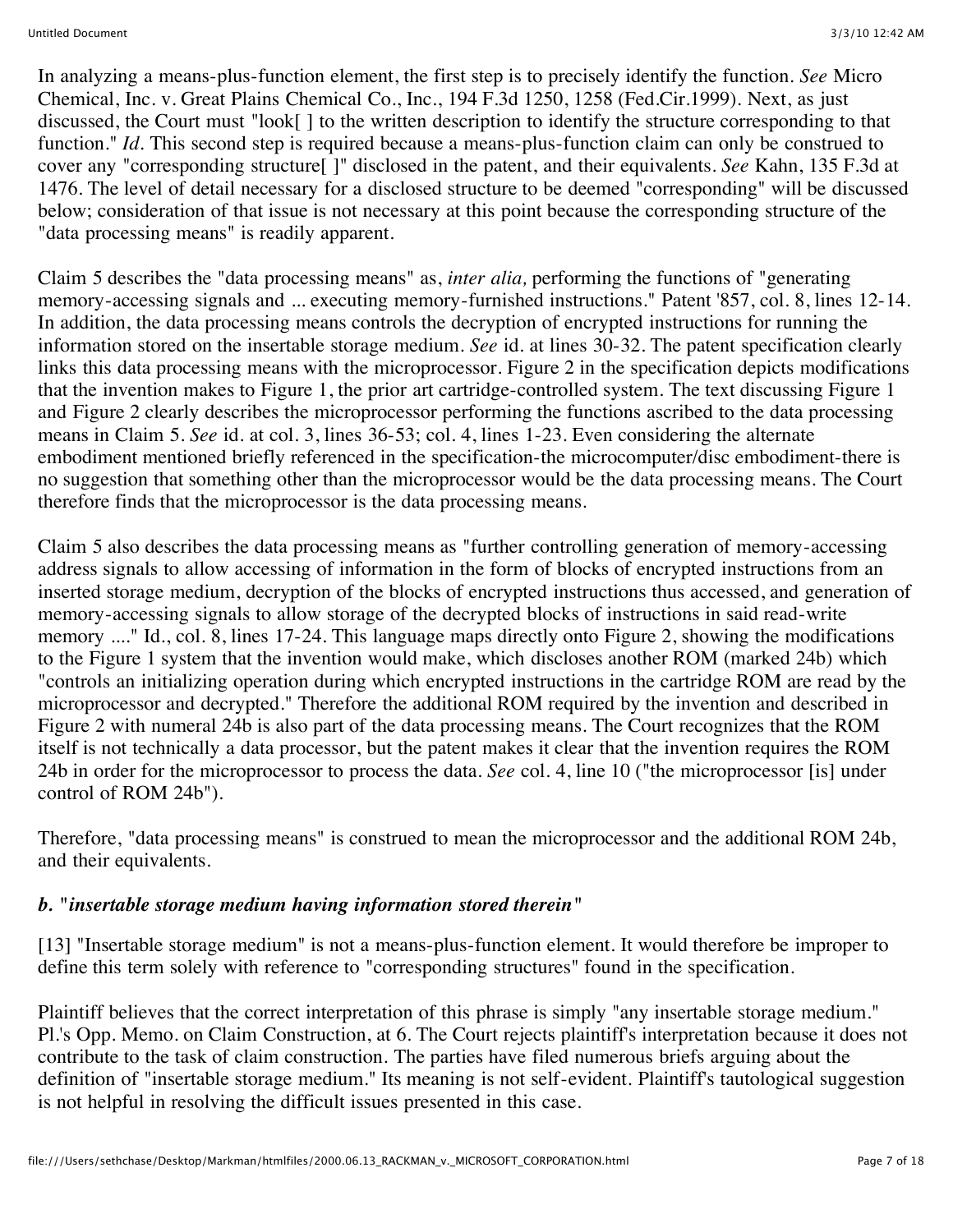In analyzing a means-plus-function element, the first step is to precisely identify the function. *See* Micro Chemical, Inc. v. Great Plains Chemical Co., Inc., 194 F.3d 1250, 1258 (Fed.Cir.1999). Next, as just discussed, the Court must "look[ ] to the written description to identify the structure corresponding to that function." *Id.* This second step is required because a means-plus-function claim can only be construed to cover any "corresponding structure[ ]" disclosed in the patent, and their equivalents. *See* Kahn, 135 F.3d at 1476. The level of detail necessary for a disclosed structure to be deemed "corresponding" will be discussed below; consideration of that issue is not necessary at this point because the corresponding structure of the "data processing means" is readily apparent.

Claim 5 describes the "data processing means" as, *inter alia,* performing the functions of "generating memory-accessing signals and ... executing memory-furnished instructions." Patent '857, col. 8, lines 12-14. In addition, the data processing means controls the decryption of encrypted instructions for running the information stored on the insertable storage medium. *See* id. at lines 30-32. The patent specification clearly links this data processing means with the microprocessor. Figure 2 in the specification depicts modifications that the invention makes to Figure 1, the prior art cartridge-controlled system. The text discussing Figure 1 and Figure 2 clearly describes the microprocessor performing the functions ascribed to the data processing means in Claim 5. *See* id. at col. 3, lines 36-53; col. 4, lines 1-23. Even considering the alternate embodiment mentioned briefly referenced in the specification-the microcomputer/disc embodiment-there is no suggestion that something other than the microprocessor would be the data processing means. The Court therefore finds that the microprocessor is the data processing means.

Claim 5 also describes the data processing means as "further controlling generation of memory-accessing address signals to allow accessing of information in the form of blocks of encrypted instructions from an inserted storage medium, decryption of the blocks of encrypted instructions thus accessed, and generation of memory-accessing signals to allow storage of the decrypted blocks of instructions in said read-write memory ...." Id., col. 8, lines 17-24. This language maps directly onto Figure 2, showing the modifications to the Figure 1 system that the invention would make, which discloses another ROM (marked 24b) which "controls an initializing operation during which encrypted instructions in the cartridge ROM are read by the microprocessor and decrypted." Therefore the additional ROM required by the invention and described in Figure 2 with numeral 24b is also part of the data processing means. The Court recognizes that the ROM itself is not technically a data processor, but the patent makes it clear that the invention requires the ROM 24b in order for the microprocessor to process the data. *See* col. 4, line 10 ("the microprocessor [is] under control of ROM 24b").

Therefore, "data processing means" is construed to mean the microprocessor and the additional ROM 24b, and their equivalents.

#### *b. "insertable storage medium having information stored therein"*

[13] "Insertable storage medium" is not a means-plus-function element. It would therefore be improper to define this term solely with reference to "corresponding structures" found in the specification.

Plaintiff believes that the correct interpretation of this phrase is simply "any insertable storage medium." Pl.'s Opp. Memo. on Claim Construction, at 6. The Court rejects plaintiff's interpretation because it does not contribute to the task of claim construction. The parties have filed numerous briefs arguing about the definition of "insertable storage medium." Its meaning is not self-evident. Plaintiff's tautological suggestion is not helpful in resolving the difficult issues presented in this case.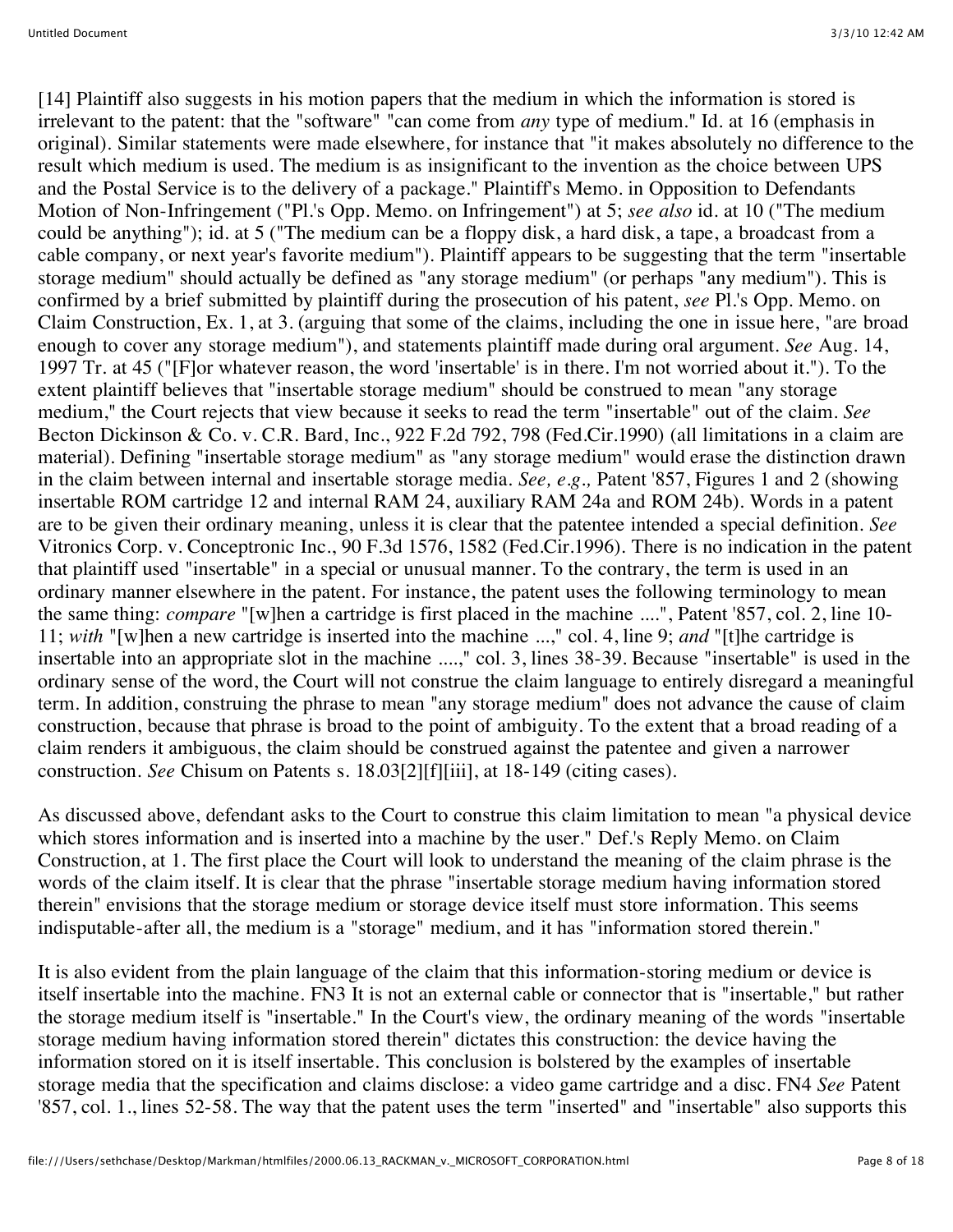[14] Plaintiff also suggests in his motion papers that the medium in which the information is stored is irrelevant to the patent: that the "software" "can come from *any* type of medium." Id. at 16 (emphasis in original). Similar statements were made elsewhere, for instance that "it makes absolutely no difference to the result which medium is used. The medium is as insignificant to the invention as the choice between UPS and the Postal Service is to the delivery of a package." Plaintiff's Memo. in Opposition to Defendants Motion of Non-Infringement ("Pl.'s Opp. Memo. on Infringement") at 5; *see also* id. at 10 ("The medium could be anything"); id. at 5 ("The medium can be a floppy disk, a hard disk, a tape, a broadcast from a cable company, or next year's favorite medium"). Plaintiff appears to be suggesting that the term "insertable storage medium" should actually be defined as "any storage medium" (or perhaps "any medium"). This is confirmed by a brief submitted by plaintiff during the prosecution of his patent, *see* Pl.'s Opp. Memo. on Claim Construction, Ex. 1, at 3. (arguing that some of the claims, including the one in issue here, "are broad enough to cover any storage medium"), and statements plaintiff made during oral argument. *See* Aug. 14, 1997 Tr. at 45 ("[F]or whatever reason, the word 'insertable' is in there. I'm not worried about it."). To the extent plaintiff believes that "insertable storage medium" should be construed to mean "any storage medium," the Court rejects that view because it seeks to read the term "insertable" out of the claim. *See* Becton Dickinson & Co. v. C.R. Bard, Inc., 922 F.2d 792, 798 (Fed.Cir.1990) (all limitations in a claim are material). Defining "insertable storage medium" as "any storage medium" would erase the distinction drawn in the claim between internal and insertable storage media. *See, e.g.,* Patent '857, Figures 1 and 2 (showing insertable ROM cartridge 12 and internal RAM 24, auxiliary RAM 24a and ROM 24b). Words in a patent are to be given their ordinary meaning, unless it is clear that the patentee intended a special definition. *See* Vitronics Corp. v. Conceptronic Inc., 90 F.3d 1576, 1582 (Fed.Cir.1996). There is no indication in the patent that plaintiff used "insertable" in a special or unusual manner. To the contrary, the term is used in an ordinary manner elsewhere in the patent. For instance, the patent uses the following terminology to mean the same thing: *compare* "[w]hen a cartridge is first placed in the machine ....", Patent '857, col. 2, line 10-11; *with* "[w]hen a new cartridge is inserted into the machine ...," col. 4, line 9; *and* "[t]he cartridge is insertable into an appropriate slot in the machine ....," col. 3, lines 38-39. Because "insertable" is used in the ordinary sense of the word, the Court will not construe the claim language to entirely disregard a meaningful term. In addition, construing the phrase to mean "any storage medium" does not advance the cause of claim construction, because that phrase is broad to the point of ambiguity. To the extent that a broad reading of a claim renders it ambiguous, the claim should be construed against the patentee and given a narrower construction. *See* Chisum on Patents s. 18.03[2][f][iii], at 18-149 (citing cases).

As discussed above, defendant asks to the Court to construe this claim limitation to mean "a physical device which stores information and is inserted into a machine by the user." Def.'s Reply Memo. on Claim Construction, at 1. The first place the Court will look to understand the meaning of the claim phrase is the words of the claim itself. It is clear that the phrase "insertable storage medium having information stored therein" envisions that the storage medium or storage device itself must store information. This seems indisputable-after all, the medium is a "storage" medium, and it has "information stored therein."

It is also evident from the plain language of the claim that this information-storing medium or device is itself insertable into the machine. FN3 It is not an external cable or connector that is "insertable," but rather the storage medium itself is "insertable." In the Court's view, the ordinary meaning of the words "insertable storage medium having information stored therein" dictates this construction: the device having the information stored on it is itself insertable. This conclusion is bolstered by the examples of insertable storage media that the specification and claims disclose: a video game cartridge and a disc. FN4 *See* Patent '857, col. 1., lines 52-58. The way that the patent uses the term "inserted" and "insertable" also supports this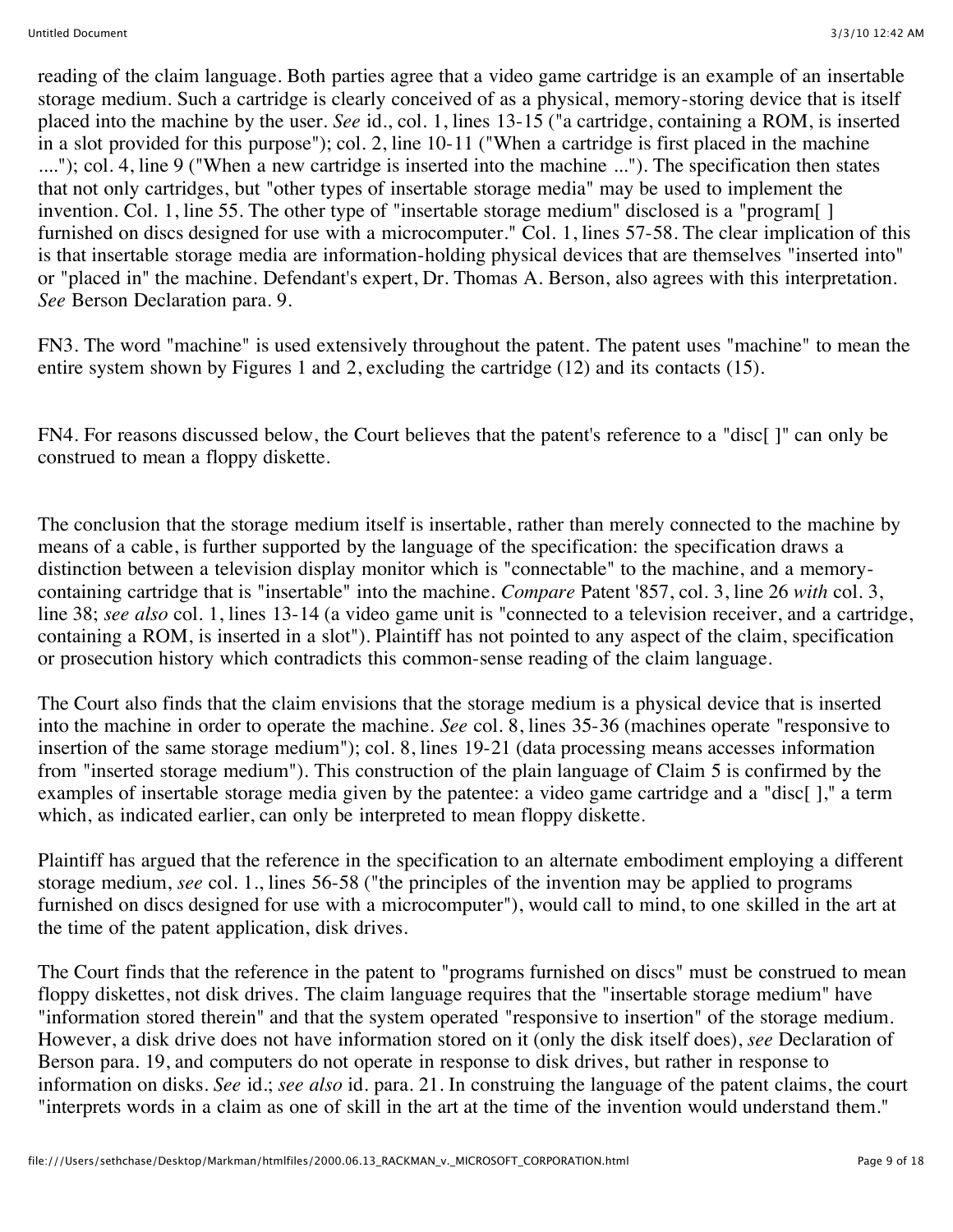reading of the claim language. Both parties agree that a video game cartridge is an example of an insertable storage medium. Such a cartridge is clearly conceived of as a physical, memory-storing device that is itself placed into the machine by the user. *See* id., col. 1, lines 13-15 ("a cartridge, containing a ROM, is inserted in a slot provided for this purpose"); col. 2, line 10-11 ("When a cartridge is first placed in the machine ...."); col. 4, line 9 ("When a new cartridge is inserted into the machine ..."). The specification then states that not only cartridges, but "other types of insertable storage media" may be used to implement the invention. Col. 1, line 55. The other type of "insertable storage medium" disclosed is a "program[ ] furnished on discs designed for use with a microcomputer." Col. 1, lines 57-58. The clear implication of this is that insertable storage media are information-holding physical devices that are themselves "inserted into" or "placed in" the machine. Defendant's expert, Dr. Thomas A. Berson, also agrees with this interpretation. *See* Berson Declaration para. 9.

FN3. The word "machine" is used extensively throughout the patent. The patent uses "machine" to mean the entire system shown by Figures 1 and 2, excluding the cartridge (12) and its contacts (15).

FN4. For reasons discussed below, the Court believes that the patent's reference to a "disc[ ]" can only be construed to mean a floppy diskette.

The conclusion that the storage medium itself is insertable, rather than merely connected to the machine by means of a cable, is further supported by the language of the specification: the specification draws a distinction between a television display monitor which is "connectable" to the machine, and a memory-containing cartridge that is "insertable" into the machine. *Compare* Patent '857, col. 3, line 26 *with* col. 3, line 38; *see also* col. 1, lines 13-14 (a video game unit is "connected to a television receiver, and a cartridge, containing a ROM, is inserted in a slot"). Plaintiff has not pointed to any aspect of the claim, specification or prosecution history which contradicts this common-sense reading of the claim language.

The Court also finds that the claim envisions that the storage medium is a physical device that is inserted into the machine in order to operate the machine. *See* col. 8, lines 35-36 (machines operate "responsive to insertion of the same storage medium"); col. 8, lines 19-21 (data processing means accesses information from "inserted storage medium"). This construction of the plain language of Claim 5 is confirmed by the examples of insertable storage media given by the patentee: a video game cartridge and a "disc[ ]," a term which, as indicated earlier, can only be interpreted to mean floppy diskette.

Plaintiff has argued that the reference in the specification to an alternate embodiment employing a different storage medium, *see* col. 1., lines 56-58 ("the principles of the invention may be applied to programs furnished on discs designed for use with a microcomputer"), would call to mind, to one skilled in the art at the time of the patent application, disk drives.

The Court finds that the reference in the patent to "programs furnished on discs" must be construed to mean floppy diskettes, not disk drives. The claim language requires that the "insertable storage medium" have "information stored therein" and that the system operated "responsive to insertion" of the storage medium. However, a disk drive does not have information stored on it (only the disk itself does), *see* Declaration of Berson para. 19, and computers do not operate in response to disk drives, but rather in response to information on disks. *See* id.; *see also* id. para. 21. In construing the language of the patent claims, the court "interprets words in a claim as one of skill in the art at the time of the invention would understand them."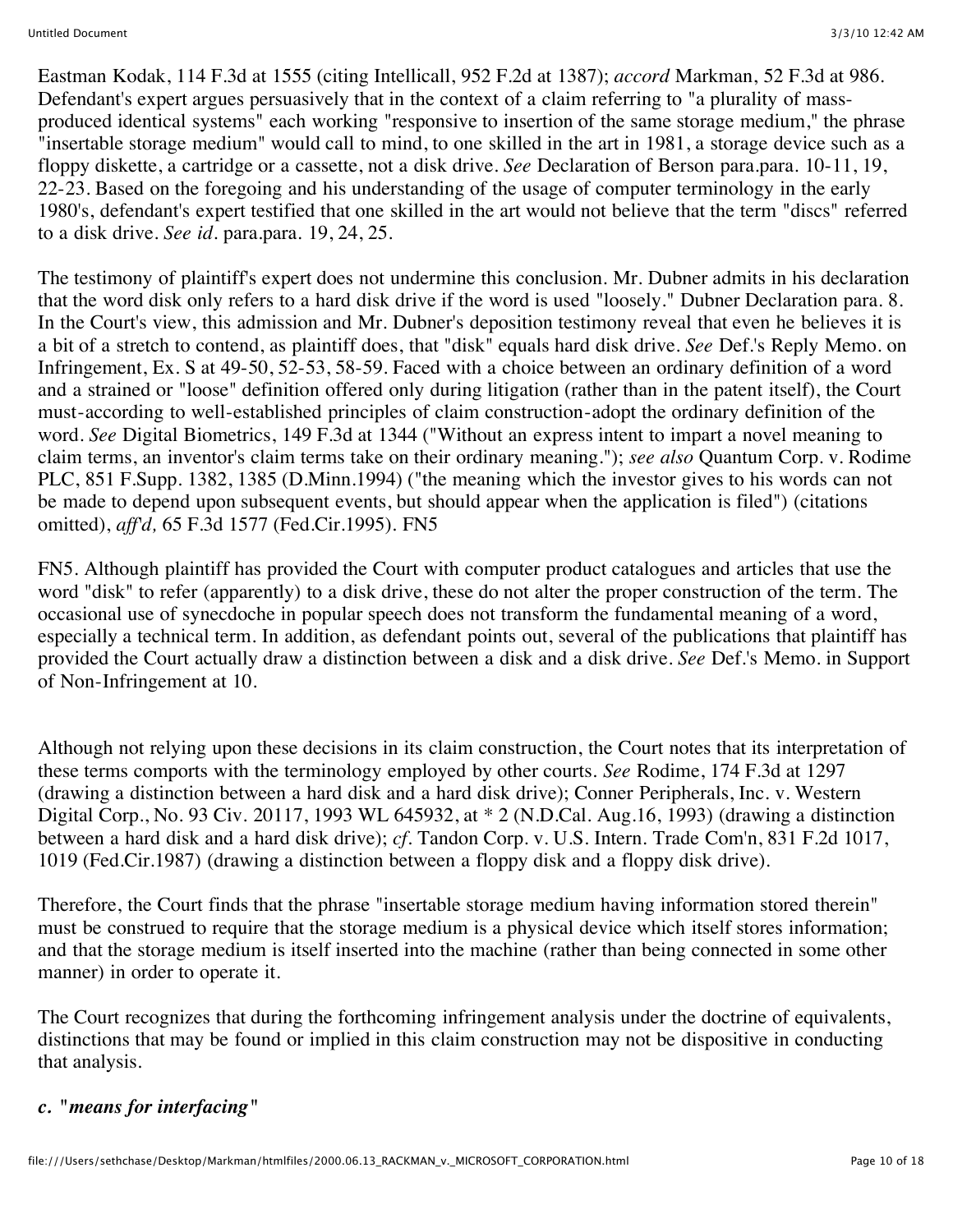Eastman Kodak, 114 F.3d at 1555 (citing Intellicall, 952 F.2d at 1387); *accord* Markman, 52 F.3d at 986. Defendant's expert argues persuasively that in the context of a claim referring to "a plurality of mass-produced identical systems" each working "responsive to insertion of the same storage medium," the phrase "insertable storage medium" would call to mind, to one skilled in the art in 1981, a storage device such as a floppy diskette, a cartridge or a cassette, not a disk drive. *See* Declaration of Berson para.para. 10-11, 19, 22-23. Based on the foregoing and his understanding of the usage of computer terminology in the early 1980's, defendant's expert testified that one skilled in the art would not believe that the term "discs" referred to a disk drive. *See id.* para.para. 19, 24, 25.

The testimony of plaintiff's expert does not undermine this conclusion. Mr. Dubner admits in his declaration that the word disk only refers to a hard disk drive if the word is used "loosely." Dubner Declaration para. 8. In the Court's view, this admission and Mr. Dubner's deposition testimony reveal that even he believes it is a bit of a stretch to contend, as plaintiff does, that "disk" equals hard disk drive. *See* Def.'s Reply Memo. on Infringement, Ex. S at 49-50, 52-53, 58-59. Faced with a choice between an ordinary definition of a word and a strained or "loose" definition offered only during litigation (rather than in the patent itself), the Court must-according to well-established principles of claim construction-adopt the ordinary definition of the word. *See* Digital Biometrics, 149 F.3d at 1344 ("Without an express intent to impart a novel meaning to claim terms, an inventor's claim terms take on their ordinary meaning."); *see also* Quantum Corp. v. Rodime PLC, 851 F.Supp. 1382, 1385 (D.Minn.1994) ("the meaning which the investor gives to his words can not be made to depend upon subsequent events, but should appear when the application is filed") (citations omitted), *aff'd,* 65 F.3d 1577 (Fed.Cir.1995). FN5

FN5. Although plaintiff has provided the Court with computer product catalogues and articles that use the word "disk" to refer (apparently) to a disk drive, these do not alter the proper construction of the term. The occasional use of synecdoche in popular speech does not transform the fundamental meaning of a word, especially a technical term. In addition, as defendant points out, several of the publications that plaintiff has provided the Court actually draw a distinction between a disk and a disk drive. *See* Def.'s Memo. in Support of Non-Infringement at 10.

Although not relying upon these decisions in its claim construction, the Court notes that its interpretation of these terms comports with the terminology employed by other courts. *See* Rodime, 174 F.3d at 1297 (drawing a distinction between a hard disk and a hard disk drive); Conner Peripherals, Inc. v. Western Digital Corp., No. 93 Civ. 20117, 1993 WL 645932, at * 2 (N.D.Cal. Aug.16, 1993) (drawing a distinction between a hard disk and a hard disk drive); *cf.* Tandon Corp. v. U.S. Intern. Trade Com'n, 831 F.2d 1017, 1019 (Fed.Cir.1987) (drawing a distinction between a floppy disk and a floppy disk drive).

Therefore, the Court finds that the phrase "insertable storage medium having information stored therein" must be construed to require that the storage medium is a physical device which itself stores information; and that the storage medium is itself inserted into the machine (rather than being connected in some other manner) in order to operate it.

The Court recognizes that during the forthcoming infringement analysis under the doctrine of equivalents, distinctions that may be found or implied in this claim construction may not be dispositive in conducting that analysis.

***c. "means for interfacing"***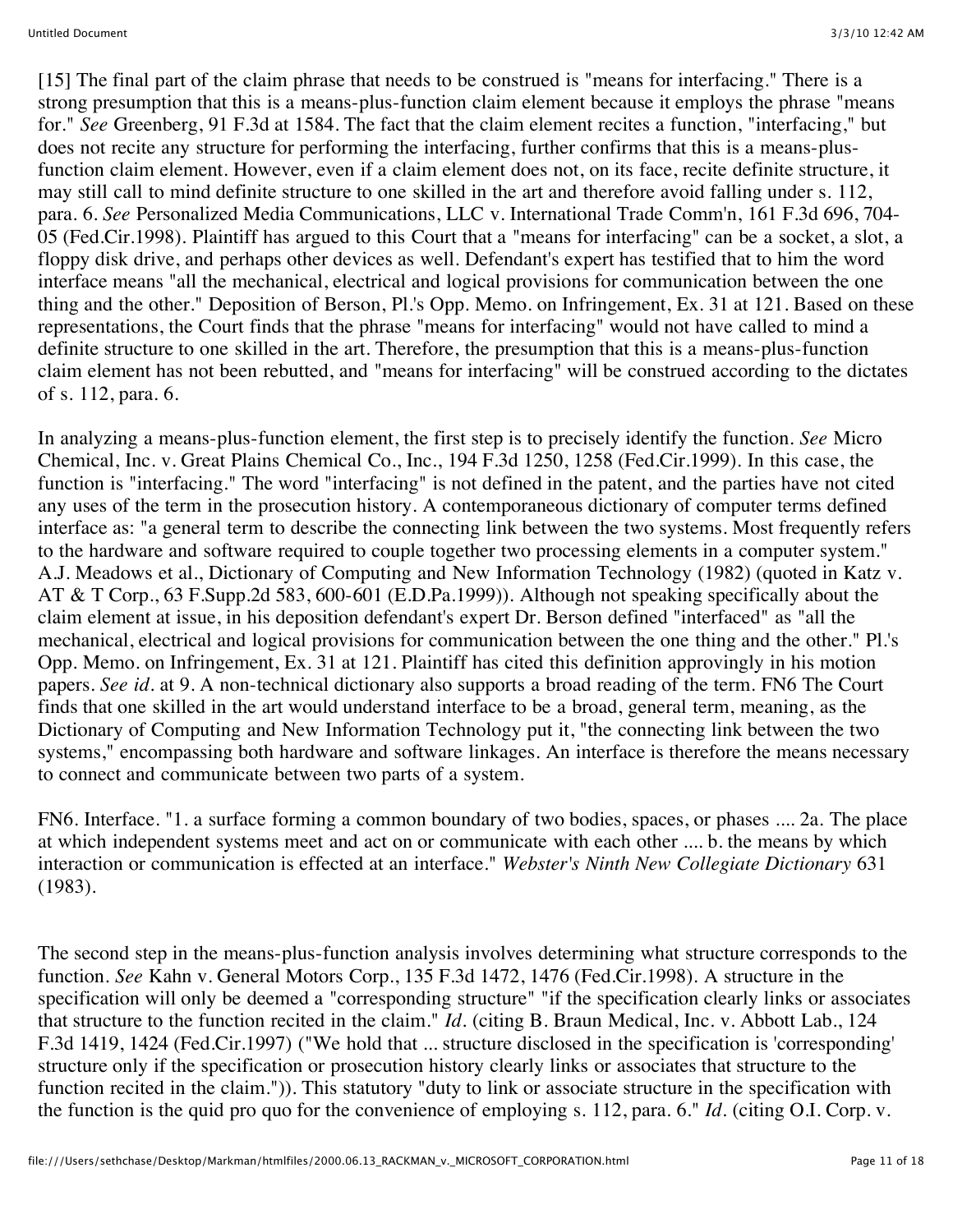[15] The final part of the claim phrase that needs to be construed is "means for interfacing." There is a strong presumption that this is a means-plus-function claim element because it employs the phrase "means for." *See* Greenberg, 91 F.3d at 1584. The fact that the claim element recites a function, "interfacing," but does not recite any structure for performing the interfacing, further confirms that this is a means-plus-function claim element. However, even if a claim element does not, on its face, recite definite structure, it may still call to mind definite structure to one skilled in the art and therefore avoid falling under s. 112, para. 6. *See* Personalized Media Communications, LLC v. International Trade Comm'n, 161 F.3d 696, 704-05 (Fed.Cir.1998). Plaintiff has argued to this Court that a "means for interfacing" can be a socket, a slot, a floppy disk drive, and perhaps other devices as well. Defendant's expert has testified that to him the word interface means "all the mechanical, electrical and logical provisions for communication between the one thing and the other." Deposition of Berson, Pl.'s Opp. Memo. on Infringement, Ex. 31 at 121. Based on these representations, the Court finds that the phrase "means for interfacing" would not have called to mind a definite structure to one skilled in the art. Therefore, the presumption that this is a means-plus-function claim element has not been rebutted, and "means for interfacing" will be construed according to the dictates of s. 112, para. 6.

In analyzing a means-plus-function element, the first step is to precisely identify the function. *See* Micro Chemical, Inc. v. Great Plains Chemical Co., Inc., 194 F.3d 1250, 1258 (Fed.Cir.1999). In this case, the function is "interfacing." The word "interfacing" is not defined in the patent, and the parties have not cited any uses of the term in the prosecution history. A contemporaneous dictionary of computer terms defined interface as: "a general term to describe the connecting link between the two systems. Most frequently refers to the hardware and software required to couple together two processing elements in a computer system." A.J. Meadows et al., Dictionary of Computing and New Information Technology (1982) (quoted in Katz v. AT & T Corp., 63 F.Supp.2d 583, 600-601 (E.D.Pa.1999)). Although not speaking specifically about the claim element at issue, in his deposition defendant's expert Dr. Berson defined "interfaced" as "all the mechanical, electrical and logical provisions for communication between the one thing and the other." Pl.'s Opp. Memo. on Infringement, Ex. 31 at 121. Plaintiff has cited this definition approvingly in his motion papers. *See id.* at 9. A non-technical dictionary also supports a broad reading of the term. FN6 The Court finds that one skilled in the art would understand interface to be a broad, general term, meaning, as the Dictionary of Computing and New Information Technology put it, "the connecting link between the two systems," encompassing both hardware and software linkages. An interface is therefore the means necessary to connect and communicate between two parts of a system.

FN6. Interface. "1. a surface forming a common boundary of two bodies, spaces, or phases .... 2a. The place at which independent systems meet and act on or communicate with each other .... b. the means by which interaction or communication is effected at an interface." *Webster's Ninth New Collegiate Dictionary* 631 (1983).

The second step in the means-plus-function analysis involves determining what structure corresponds to the function. *See* Kahn v. General Motors Corp., 135 F.3d 1472, 1476 (Fed.Cir.1998). A structure in the specification will only be deemed a "corresponding structure" "if the specification clearly links or associates that structure to the function recited in the claim." *Id.* (citing B. Braun Medical, Inc. v. Abbott Lab., 124 F.3d 1419, 1424 (Fed.Cir.1997) ("We hold that ... structure disclosed in the specification is 'corresponding' structure only if the specification or prosecution history clearly links or associates that structure to the function recited in the claim.")). This statutory "duty to link or associate structure in the specification with the function is the quid pro quo for the convenience of employing s. 112, para. 6." *Id.* (citing O.I. Corp. v.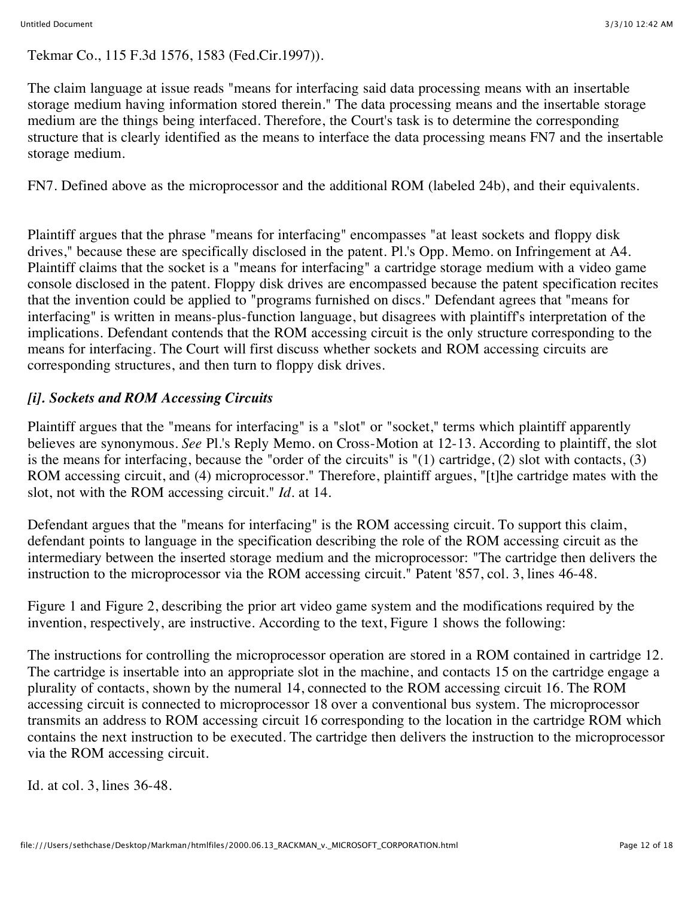Tekmar Co., 115 F.3d 1576, 1583 (Fed.Cir.1997)).

The claim language at issue reads "means for interfacing said data processing means with an insertable storage medium having information stored therein." The data processing means and the insertable storage medium are the things being interfaced. Therefore, the Court's task is to determine the corresponding structure that is clearly identified as the means to interface the data processing means FN7 and the insertable storage medium.

FN7. Defined above as the microprocessor and the additional ROM (labeled 24b), and their equivalents.

Plaintiff argues that the phrase "means for interfacing" encompasses "at least sockets and floppy disk drives," because these are specifically disclosed in the patent. Pl.'s Opp. Memo. on Infringement at A4. Plaintiff claims that the socket is a "means for interfacing" a cartridge storage medium with a video game console disclosed in the patent. Floppy disk drives are encompassed because the patent specification recites that the invention could be applied to "programs furnished on discs." Defendant agrees that "means for interfacing" is written in means-plus-function language, but disagrees with plaintiff's interpretation of the implications. Defendant contends that the ROM accessing circuit is the only structure corresponding to the means for interfacing. The Court will first discuss whether sockets and ROM accessing circuits are corresponding structures, and then turn to floppy disk drives.

***[i]. Sockets and ROM Accessing Circuits***

Plaintiff argues that the "means for interfacing" is a "slot" or "socket," terms which plaintiff apparently believes are synonymous. *See* Pl.'s Reply Memo. on Cross-Motion at 12-13. According to plaintiff, the slot is the means for interfacing, because the "order of the circuits" is "(1) cartridge, (2) slot with contacts, (3) ROM accessing circuit, and (4) microprocessor." Therefore, plaintiff argues, "[t]he cartridge mates with the slot, not with the ROM accessing circuit." *Id*. at 14.

Defendant argues that the "means for interfacing" is the ROM accessing circuit. To support this claim, defendant points to language in the specification describing the role of the ROM accessing circuit as the intermediary between the inserted storage medium and the microprocessor: "The cartridge then delivers the instruction to the microprocessor via the ROM accessing circuit." Patent '857, col. 3, lines 46-48.

Figure 1 and Figure 2, describing the prior art video game system and the modifications required by the invention, respectively, are instructive. According to the text, Figure 1 shows the following:

The instructions for controlling the microprocessor operation are stored in a ROM contained in cartridge 12. The cartridge is insertable into an appropriate slot in the machine, and contacts 15 on the cartridge engage a plurality of contacts, shown by the numeral 14, connected to the ROM accessing circuit 16. The ROM accessing circuit is connected to microprocessor 18 over a conventional bus system. The microprocessor transmits an address to ROM accessing circuit 16 corresponding to the location in the cartridge ROM which contains the next instruction to be executed. The cartridge then delivers the instruction to the microprocessor via the ROM accessing circuit.

Id. at col. 3, lines 36-48.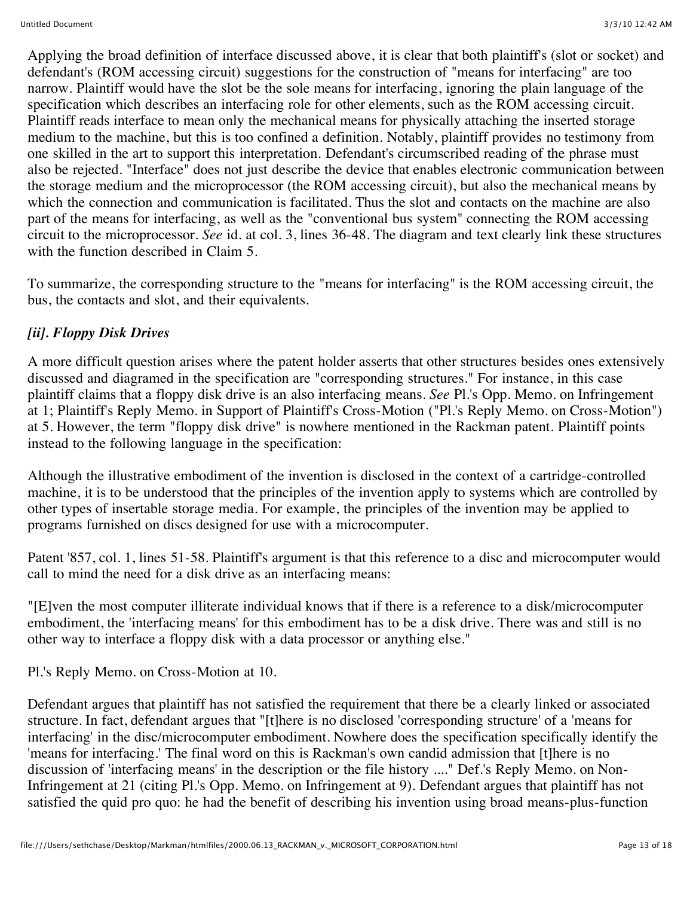Applying the broad definition of interface discussed above, it is clear that both plaintiff's (slot or socket) and defendant's (ROM accessing circuit) suggestions for the construction of "means for interfacing" are too narrow. Plaintiff would have the slot be the sole means for interfacing, ignoring the plain language of the specification which describes an interfacing role for other elements, such as the ROM accessing circuit. Plaintiff reads interface to mean only the mechanical means for physically attaching the inserted storage medium to the machine, but this is too confined a definition. Notably, plaintiff provides no testimony from one skilled in the art to support this interpretation. Defendant's circumscribed reading of the phrase must also be rejected. "Interface" does not just describe the device that enables electronic communication between the storage medium and the microprocessor (the ROM accessing circuit), but also the mechanical means by which the connection and communication is facilitated. Thus the slot and contacts on the machine are also part of the means for interfacing, as well as the "conventional bus system" connecting the ROM accessing circuit to the microprocessor. *See* id. at col. 3, lines 36-48. The diagram and text clearly link these structures with the function described in Claim 5.

To summarize, the corresponding structure to the "means for interfacing" is the ROM accessing circuit, the bus, the contacts and slot, and their equivalents.

### *[ii]. Floppy Disk Drives*

A more difficult question arises where the patent holder asserts that other structures besides ones extensively discussed and diagramed in the specification are "corresponding structures." For instance, in this case plaintiff claims that a floppy disk drive is an also interfacing means. *See* Pl.'s Opp. Memo. on Infringement at 1; Plaintiff's Reply Memo. in Support of Plaintiff's Cross-Motion ("Pl.'s Reply Memo. on Cross-Motion") at 5. However, the term "floppy disk drive" is nowhere mentioned in the Rackman patent. Plaintiff points instead to the following language in the specification:

Although the illustrative embodiment of the invention is disclosed in the context of a cartridge-controlled machine, it is to be understood that the principles of the invention apply to systems which are controlled by other types of insertable storage media. For example, the principles of the invention may be applied to programs furnished on discs designed for use with a microcomputer.

Patent '857, col. 1, lines 51-58. Plaintiff's argument is that this reference to a disc and microcomputer would call to mind the need for a disk drive as an interfacing means:

"[E]ven the most computer illiterate individual knows that if there is a reference to a disk/microcomputer embodiment, the 'interfacing means' for this embodiment has to be a disk drive. There was and still is no other way to interface a floppy disk with a data processor or anything else."

Pl.'s Reply Memo. on Cross-Motion at 10.

Defendant argues that plaintiff has not satisfied the requirement that there be a clearly linked or associated structure. In fact, defendant argues that "[t]here is no disclosed 'corresponding structure' of a 'means for interfacing' in the disc/microcomputer embodiment. Nowhere does the specification specifically identify the 'means for interfacing.' The final word on this is Rackman's own candid admission that [t]here is no discussion of 'interfacing means' in the description or the file history ...." Def.'s Reply Memo. on Non-Infringement at 21 (citing Pl.'s Opp. Memo. on Infringement at 9). Defendant argues that plaintiff has not satisfied the quid pro quo: he had the benefit of describing his invention using broad means-plus-function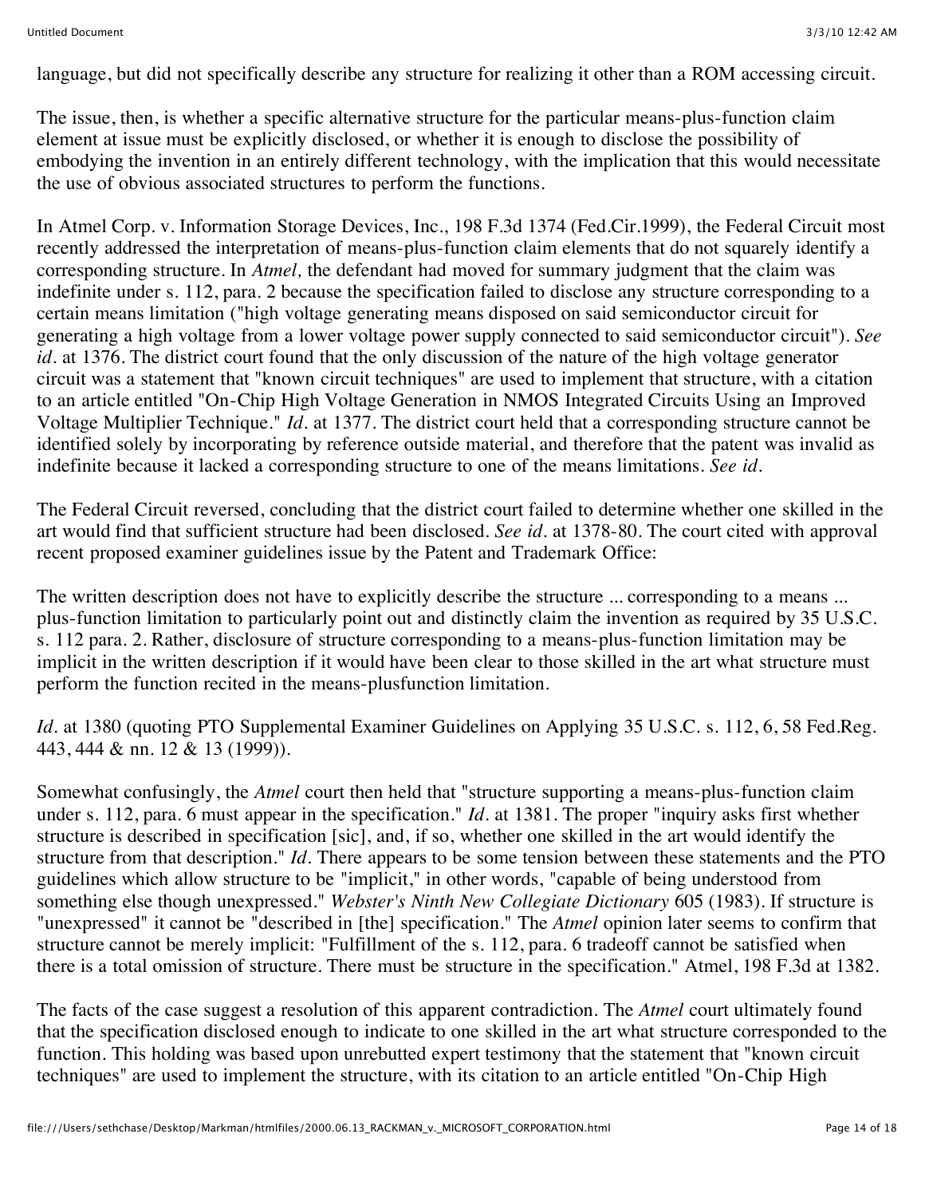language, but did not specifically describe any structure for realizing it other than a ROM accessing circuit.

The issue, then, is whether a specific alternative structure for the particular means-plus-function claim element at issue must be explicitly disclosed, or whether it is enough to disclose the possibility of embodying the invention in an entirely different technology, with the implication that this would necessitate the use of obvious associated structures to perform the functions.

In Atmel Corp. v. Information Storage Devices, Inc., 198 F.3d 1374 (Fed.Cir.1999), the Federal Circuit most recently addressed the interpretation of means-plus-function claim elements that do not squarely identify a corresponding structure. In *Atmel,* the defendant had moved for summary judgment that the claim was indefinite under s. 112, para. 2 because the specification failed to disclose any structure corresponding to a certain means limitation ("high voltage generating means disposed on said semiconductor circuit for generating a high voltage from a lower voltage power supply connected to said semiconductor circuit"). *See id.* at 1376. The district court found that the only discussion of the nature of the high voltage generator circuit was a statement that "known circuit techniques" are used to implement that structure, with a citation to an article entitled "On-Chip High Voltage Generation in NMOS Integrated Circuits Using an Improved Voltage Multiplier Technique." *Id.* at 1377. The district court held that a corresponding structure cannot be identified solely by incorporating by reference outside material, and therefore that the patent was invalid as indefinite because it lacked a corresponding structure to one of the means limitations. *See id.*

The Federal Circuit reversed, concluding that the district court failed to determine whether one skilled in the art would find that sufficient structure had been disclosed. *See id.* at 1378-80. The court cited with approval recent proposed examiner guidelines issue by the Patent and Trademark Office:

The written description does not have to explicitly describe the structure ... corresponding to a means ... plus-function limitation to particularly point out and distinctly claim the invention as required by 35 U.S.C. s. 112 para. 2. Rather, disclosure of structure corresponding to a means-plus-function limitation may be implicit in the written description if it would have been clear to those skilled in the art what structure must perform the function recited in the means-plusfunction limitation.

*Id.* at 1380 (quoting PTO Supplemental Examiner Guidelines on Applying 35 U.S.C. s. 112, 6, 58 Fed.Reg. 443, 444 & nn. 12 & 13 (1999)).

Somewhat confusingly, the *Atmel* court then held that "structure supporting a means-plus-function claim under s. 112, para. 6 must appear in the specification." *Id.* at 1381. The proper "inquiry asks first whether structure is described in specification [sic], and, if so, whether one skilled in the art would identify the structure from that description." *Id.* There appears to be some tension between these statements and the PTO guidelines which allow structure to be "implicit," in other words, "capable of being understood from something else though unexpressed." *Webster's Ninth New Collegiate Dictionary* 605 (1983). If structure is "unexpressed" it cannot be "described in [the] specification." The *Atmel* opinion later seems to confirm that structure cannot be merely implicit: "Fulfillment of the s. 112, para. 6 tradeoff cannot be satisfied when there is a total omission of structure. There must be structure in the specification." Atmel, 198 F.3d at 1382.

The facts of the case suggest a resolution of this apparent contradiction. The *Atmel* court ultimately found that the specification disclosed enough to indicate to one skilled in the art what structure corresponded to the function. This holding was based upon unrebutted expert testimony that the statement that "known circuit techniques" are used to implement the structure, with its citation to an article entitled "On-Chip High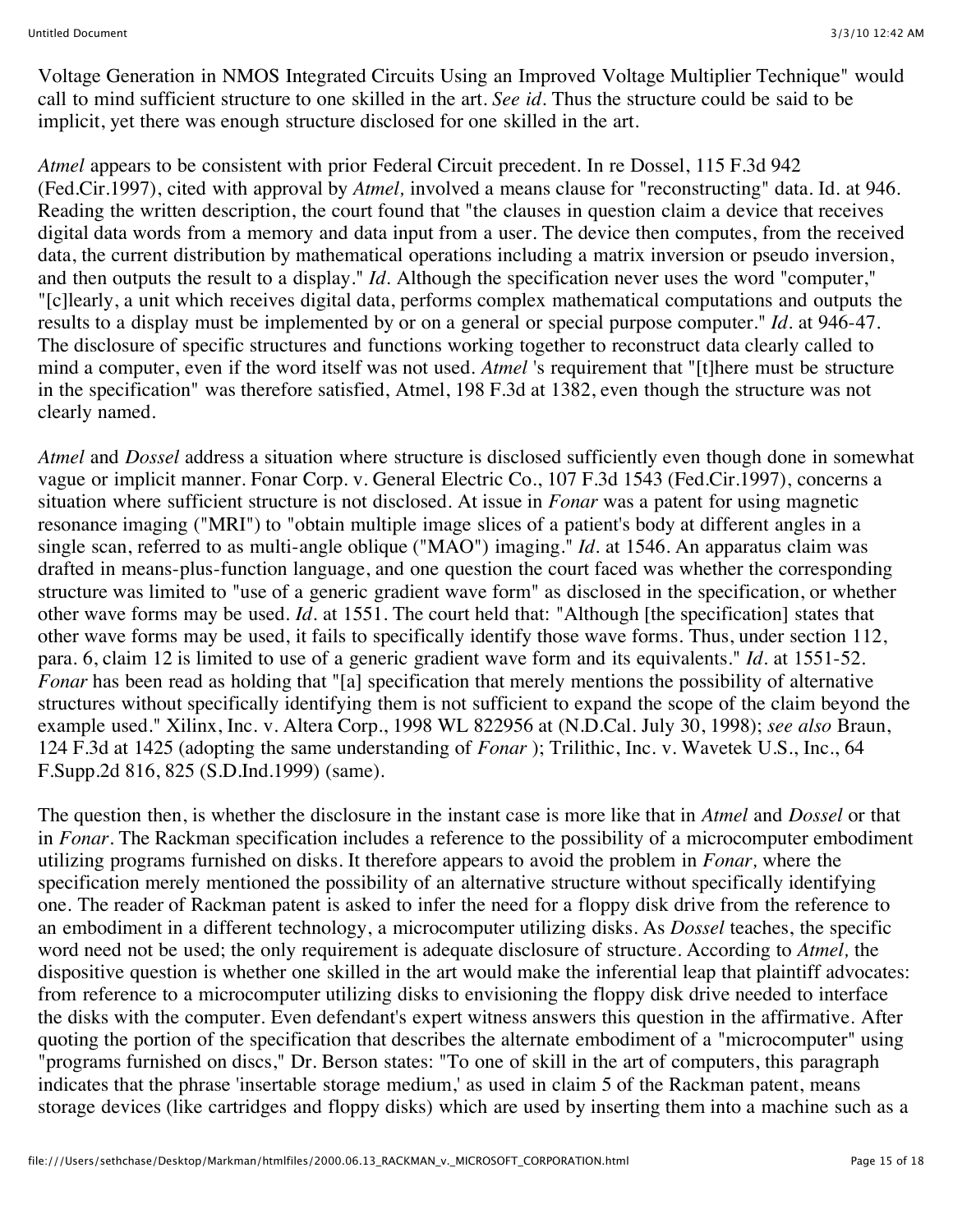Voltage Generation in NMOS Integrated Circuits Using an Improved Voltage Multiplier Technique" would call to mind sufficient structure to one skilled in the art. *See id.* Thus the structure could be said to be implicit, yet there was enough structure disclosed for one skilled in the art.

*Atmel* appears to be consistent with prior Federal Circuit precedent. In re Dossel, 115 F.3d 942 (Fed.Cir.1997), cited with approval by *Atmel,* involved a means clause for "reconstructing" data. Id. at 946. Reading the written description, the court found that "the clauses in question claim a device that receives digital data words from a memory and data input from a user. The device then computes, from the received data, the current distribution by mathematical operations including a matrix inversion or pseudo inversion, and then outputs the result to a display." *Id.* Although the specification never uses the word "computer," "[c]learly, a unit which receives digital data, performs complex mathematical computations and outputs the results to a display must be implemented by or on a general or special purpose computer." *Id.* at 946-47. The disclosure of specific structures and functions working together to reconstruct data clearly called to mind a computer, even if the word itself was not used. *Atmel* 's requirement that "[t]here must be structure in the specification" was therefore satisfied, Atmel, 198 F.3d at 1382, even though the structure was not clearly named.

*Atmel* and *Dossel* address a situation where structure is disclosed sufficiently even though done in somewhat vague or implicit manner. Fonar Corp. v. General Electric Co., 107 F.3d 1543 (Fed.Cir.1997), concerns a situation where sufficient structure is not disclosed. At issue in *Fonar* was a patent for using magnetic resonance imaging ("MRI") to "obtain multiple image slices of a patient's body at different angles in a single scan, referred to as multi-angle oblique ("MAO") imaging." *Id.* at 1546. An apparatus claim was drafted in means-plus-function language, and one question the court faced was whether the corresponding structure was limited to "use of a generic gradient wave form" as disclosed in the specification, or whether other wave forms may be used. *Id.* at 1551. The court held that: "Although [the specification] states that other wave forms may be used, it fails to specifically identify those wave forms. Thus, under section 112, para. 6, claim 12 is limited to use of a generic gradient wave form and its equivalents." *Id.* at 1551-52. *Fonar* has been read as holding that "[a] specification that merely mentions the possibility of alternative structures without specifically identifying them is not sufficient to expand the scope of the claim beyond the example used." Xilinx, Inc. v. Altera Corp., 1998 WL 822956 at (N.D.Cal. July 30, 1998); *see also* Braun, 124 F.3d at 1425 (adopting the same understanding of *Fonar* ); Trilithic, Inc. v. Wavetek U.S., Inc., 64 F.Supp.2d 816, 825 (S.D.Ind.1999) (same).

The question then, is whether the disclosure in the instant case is more like that in *Atmel* and *Dossel* or that in *Fonar*. The Rackman specification includes a reference to the possibility of a microcomputer embodiment utilizing programs furnished on disks. It therefore appears to avoid the problem in *Fonar,* where the specification merely mentioned the possibility of an alternative structure without specifically identifying one. The reader of Rackman patent is asked to infer the need for a floppy disk drive from the reference to an embodiment in a different technology, a microcomputer utilizing disks. As *Dossel* teaches, the specific word need not be used; the only requirement is adequate disclosure of structure. According to *Atmel,* the dispositive question is whether one skilled in the art would make the inferential leap that plaintiff advocates: from reference to a microcomputer utilizing disks to envisioning the floppy disk drive needed to interface the disks with the computer. Even defendant's expert witness answers this question in the affirmative. After quoting the portion of the specification that describes the alternate embodiment of a "microcomputer" using "programs furnished on discs," Dr. Berson states: "To one of skill in the art of computers, this paragraph indicates that the phrase 'insertable storage medium,' as used in claim 5 of the Rackman patent, means storage devices (like cartridges and floppy disks) which are used by inserting them into a machine such as a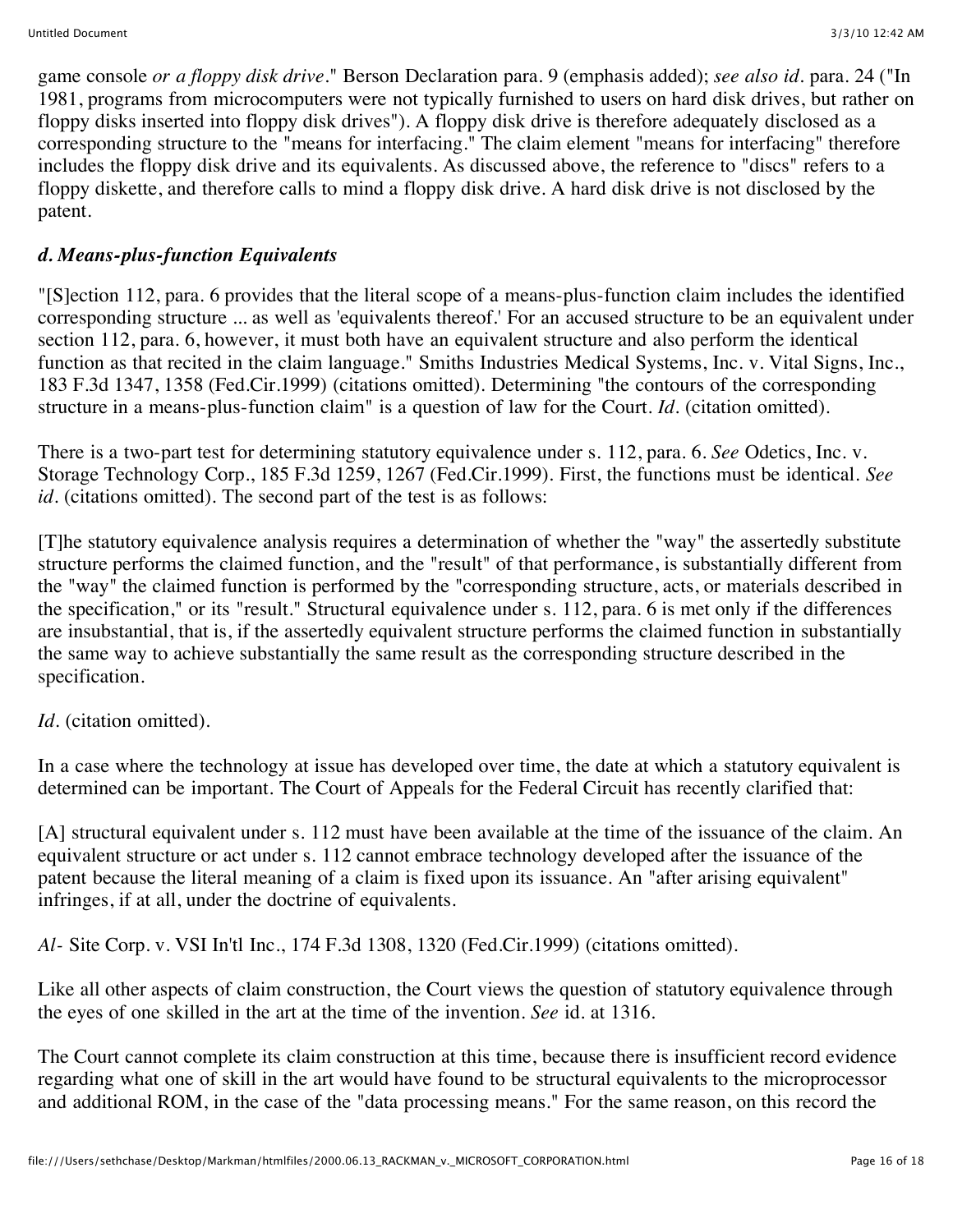game console *or a floppy disk drive*." Berson Declaration para. 9 (emphasis added); *see also id*. para. 24 ("In 1981, programs from microcomputers were not typically furnished to users on hard disk drives, but rather on floppy disks inserted into floppy disk drives"). A floppy disk drive is therefore adequately disclosed as a corresponding structure to the "means for interfacing." The claim element "means for interfacing" therefore includes the floppy disk drive and its equivalents. As discussed above, the reference to "discs" refers to a floppy diskette, and therefore calls to mind a floppy disk drive. A hard disk drive is not disclosed by the patent.

### *d. Means-plus-function Equivalents*

"[S]ection 112, para. 6 provides that the literal scope of a means-plus-function claim includes the identified corresponding structure ... as well as 'equivalents thereof.' For an accused structure to be an equivalent under section 112, para. 6, however, it must both have an equivalent structure and also perform the identical function as that recited in the claim language." Smiths Industries Medical Systems, Inc. v. Vital Signs, Inc., 183 F.3d 1347, 1358 (Fed.Cir.1999) (citations omitted). Determining "the contours of the corresponding structure in a means-plus-function claim" is a question of law for the Court. *Id*. (citation omitted).

There is a two-part test for determining statutory equivalence under s. 112, para. 6. *See* Odetics, Inc. v. Storage Technology Corp., 185 F.3d 1259, 1267 (Fed.Cir.1999). First, the functions must be identical. *See id*. (citations omitted). The second part of the test is as follows:

[T]he statutory equivalence analysis requires a determination of whether the "way" the assertedly substitute structure performs the claimed function, and the "result" of that performance, is substantially different from the "way" the claimed function is performed by the "corresponding structure, acts, or materials described in the specification," or its "result." Structural equivalence under s. 112, para. 6 is met only if the differences are insubstantial, that is, if the assertedly equivalent structure performs the claimed function in substantially the same way to achieve substantially the same result as the corresponding structure described in the specification.

*Id*. (citation omitted).

In a case where the technology at issue has developed over time, the date at which a statutory equivalent is determined can be important. The Court of Appeals for the Federal Circuit has recently clarified that:

[A] structural equivalent under s. 112 must have been available at the time of the issuance of the claim. An equivalent structure or act under s. 112 cannot embrace technology developed after the issuance of the patent because the literal meaning of a claim is fixed upon its issuance. An "after arising equivalent" infringes, if at all, under the doctrine of equivalents.

*Al-* Site Corp. v. VSI In'tl Inc., 174 F.3d 1308, 1320 (Fed.Cir.1999) (citations omitted).

Like all other aspects of claim construction, the Court views the question of statutory equivalence through the eyes of one skilled in the art at the time of the invention. *See* id. at 1316.

The Court cannot complete its claim construction at this time, because there is insufficient record evidence regarding what one of skill in the art would have found to be structural equivalents to the microprocessor and additional ROM, in the case of the "data processing means." For the same reason, on this record the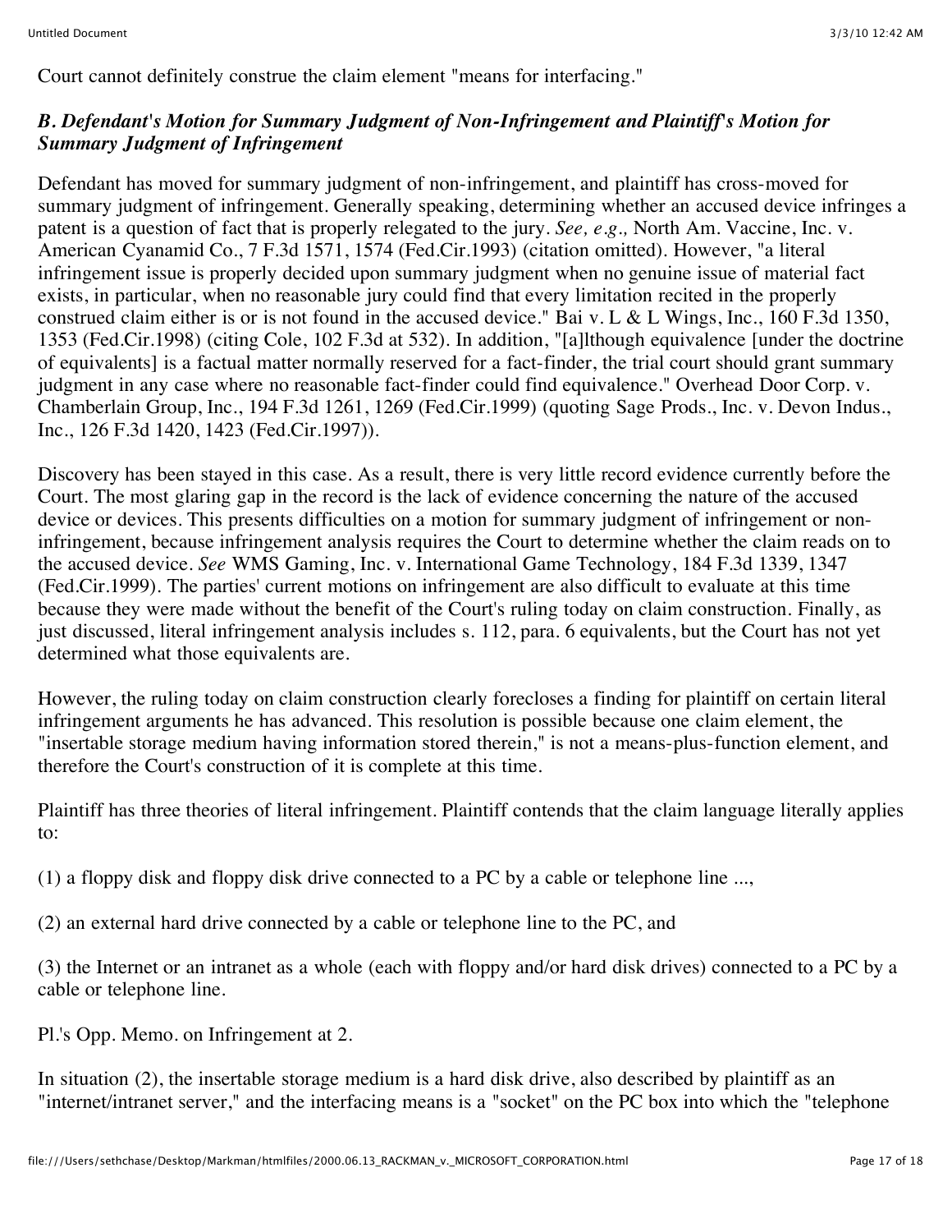Court cannot definitely construe the claim element "means for interfacing."

### *B. Defendant's Motion for Summary Judgment of Non-Infringement and Plaintiff's Motion for Summary Judgment of Infringement*

Defendant has moved for summary judgment of non-infringement, and plaintiff has cross-moved for summary judgment of infringement. Generally speaking, determining whether an accused device infringes a patent is a question of fact that is properly relegated to the jury. *See, e.g.,* North Am. Vaccine, Inc. v. American Cyanamid Co., 7 F.3d 1571, 1574 (Fed.Cir.1993) (citation omitted). However, "a literal infringement issue is properly decided upon summary judgment when no genuine issue of material fact exists, in particular, when no reasonable jury could find that every limitation recited in the properly construed claim either is or is not found in the accused device." Bai v. L & L Wings, Inc., 160 F.3d 1350, 1353 (Fed.Cir.1998) (citing Cole, 102 F.3d at 532). In addition, "[a]lthough equivalence [under the doctrine of equivalents] is a factual matter normally reserved for a fact-finder, the trial court should grant summary judgment in any case where no reasonable fact-finder could find equivalence." Overhead Door Corp. v. Chamberlain Group, Inc., 194 F.3d 1261, 1269 (Fed.Cir.1999) (quoting Sage Prods., Inc. v. Devon Indus., Inc., 126 F.3d 1420, 1423 (Fed.Cir.1997)).

Discovery has been stayed in this case. As a result, there is very little record evidence currently before the Court. The most glaring gap in the record is the lack of evidence concerning the nature of the accused device or devices. This presents difficulties on a motion for summary judgment of infringement or non-infringement, because infringement analysis requires the Court to determine whether the claim reads on to the accused device. *See* WMS Gaming, Inc. v. International Game Technology, 184 F.3d 1339, 1347 (Fed.Cir.1999). The parties' current motions on infringement are also difficult to evaluate at this time because they were made without the benefit of the Court's ruling today on claim construction. Finally, as just discussed, literal infringement analysis includes s. 112, para. 6 equivalents, but the Court has not yet determined what those equivalents are.

However, the ruling today on claim construction clearly forecloses a finding for plaintiff on certain literal infringement arguments he has advanced. This resolution is possible because one claim element, the "insertable storage medium having information stored therein," is not a means-plus-function element, and therefore the Court's construction of it is complete at this time.

Plaintiff has three theories of literal infringement. Plaintiff contends that the claim language literally applies to:

(1) a floppy disk and floppy disk drive connected to a PC by a cable or telephone line ...,

(2) an external hard drive connected by a cable or telephone line to the PC, and

(3) the Internet or an intranet as a whole (each with floppy and/or hard disk drives) connected to a PC by a cable or telephone line.

Pl.'s Opp. Memo. on Infringement at 2.

In situation (2), the insertable storage medium is a hard disk drive, also described by plaintiff as an "internet/intranet server," and the interfacing means is a "socket" on the PC box into which the "telephone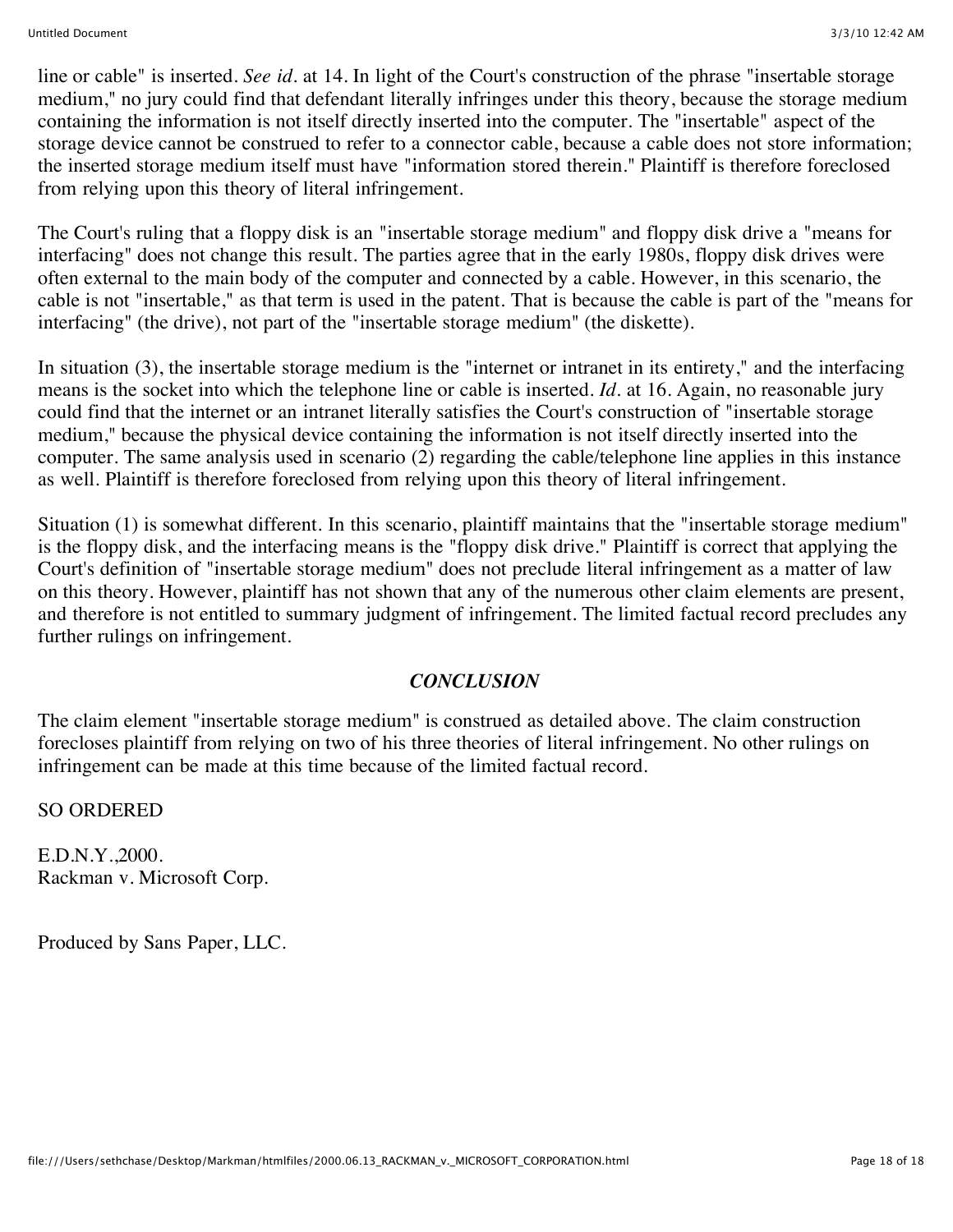line or cable" is inserted. *See id.* at 14. In light of the Court's construction of the phrase "insertable storage medium," no jury could find that defendant literally infringes under this theory, because the storage medium containing the information is not itself directly inserted into the computer. The "insertable" aspect of the storage device cannot be construed to refer to a connector cable, because a cable does not store information; the inserted storage medium itself must have "information stored therein." Plaintiff is therefore foreclosed from relying upon this theory of literal infringement.

The Court's ruling that a floppy disk is an "insertable storage medium" and floppy disk drive a "means for interfacing" does not change this result. The parties agree that in the early 1980s, floppy disk drives were often external to the main body of the computer and connected by a cable. However, in this scenario, the cable is not "insertable," as that term is used in the patent. That is because the cable is part of the "means for interfacing" (the drive), not part of the "insertable storage medium" (the diskette).

In situation (3), the insertable storage medium is the "internet or intranet in its entirety," and the interfacing means is the socket into which the telephone line or cable is inserted. *Id.* at 16. Again, no reasonable jury could find that the internet or an intranet literally satisfies the Court's construction of "insertable storage medium," because the physical device containing the information is not itself directly inserted into the computer. The same analysis used in scenario (2) regarding the cable/telephone line applies in this instance as well. Plaintiff is therefore foreclosed from relying upon this theory of literal infringement.

Situation (1) is somewhat different. In this scenario, plaintiff maintains that the "insertable storage medium" is the floppy disk, and the interfacing means is the "floppy disk drive." Plaintiff is correct that applying the Court's definition of "insertable storage medium" does not preclude literal infringement as a matter of law on this theory. However, plaintiff has not shown that any of the numerous other claim elements are present, and therefore is not entitled to summary judgment of infringement. The limited factual record precludes any further rulings on infringement.

### *CONCLUSION*

The claim element "insertable storage medium" is construed as detailed above. The claim construction forecloses plaintiff from relying on two of his three theories of literal infringement. No other rulings on infringement can be made at this time because of the limited factual record.

SO ORDERED

E.D.N.Y.,2000.
Rackman v. Microsoft Corp.

Produced by Sans Paper, LLC.